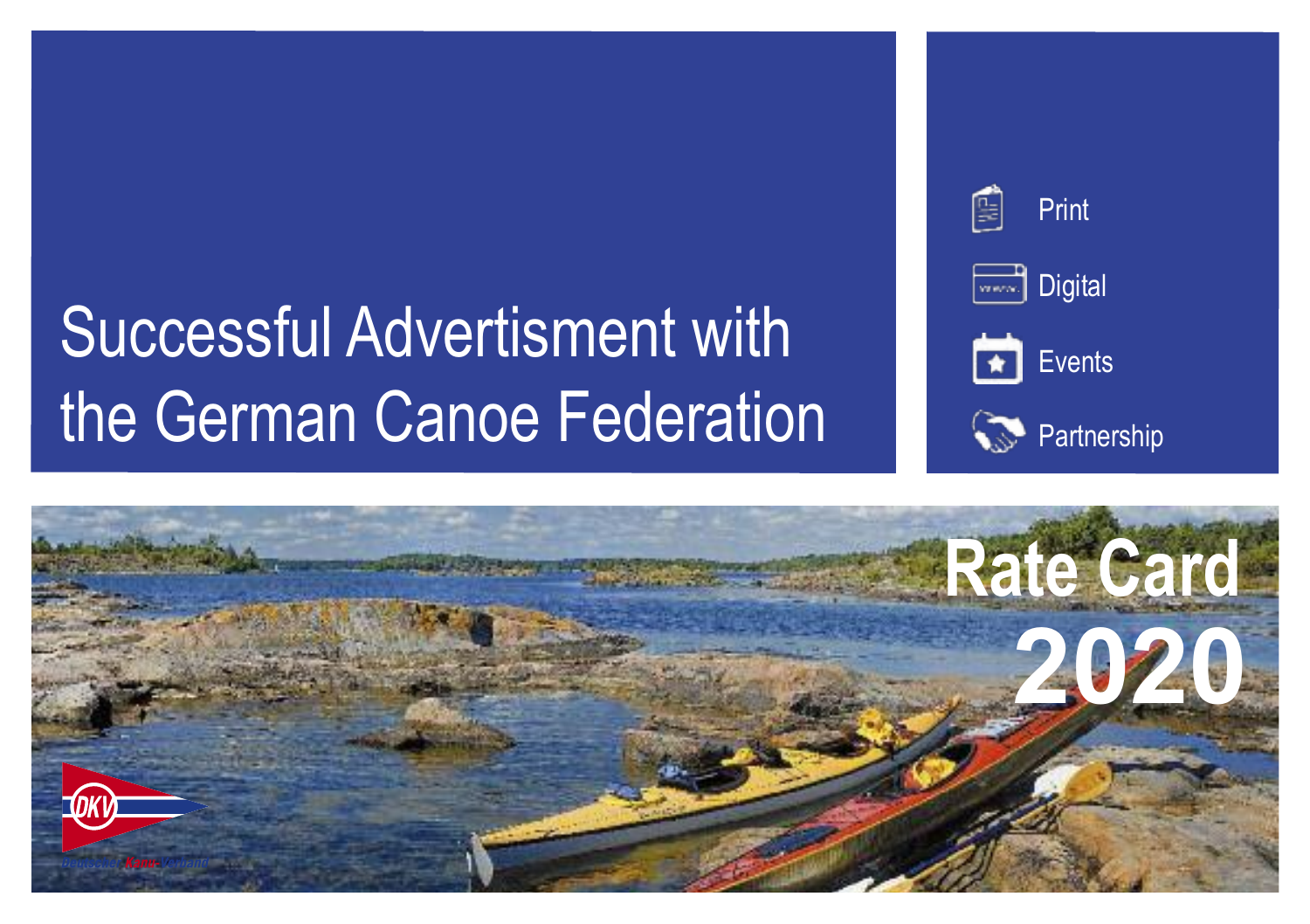# Successful Advertisment with the German Canoe Federation

- Print
- Digital
- Events
- Partnership

## Rate Card 2020

Deutscher Kanu-Verband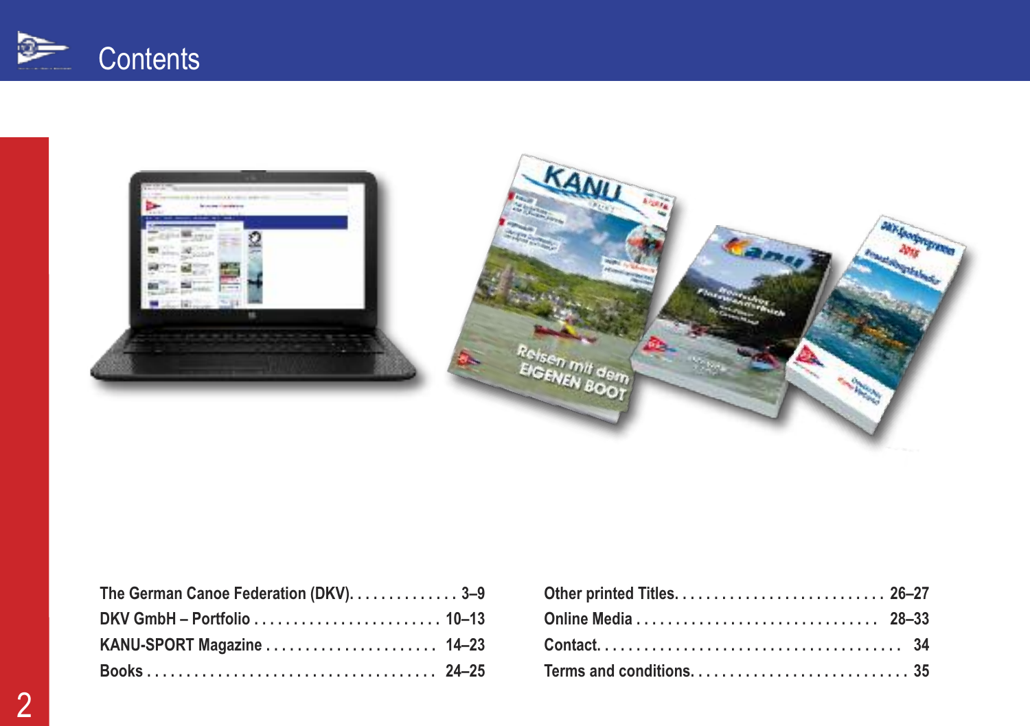# Contents

| Section | Pages |
|---|---|
| The German Canoe Federation (DKV) | 3–9 |
| DKV GmbH – Portfolio | 10–13 |
| KANU-SPORT Magazine | 14–23 |
| Books | 24–25 |
| Other printed Titles | 26–27 |
| Online Media | 28–33 |
| Contact | 34 |
| Terms and conditions | 35 |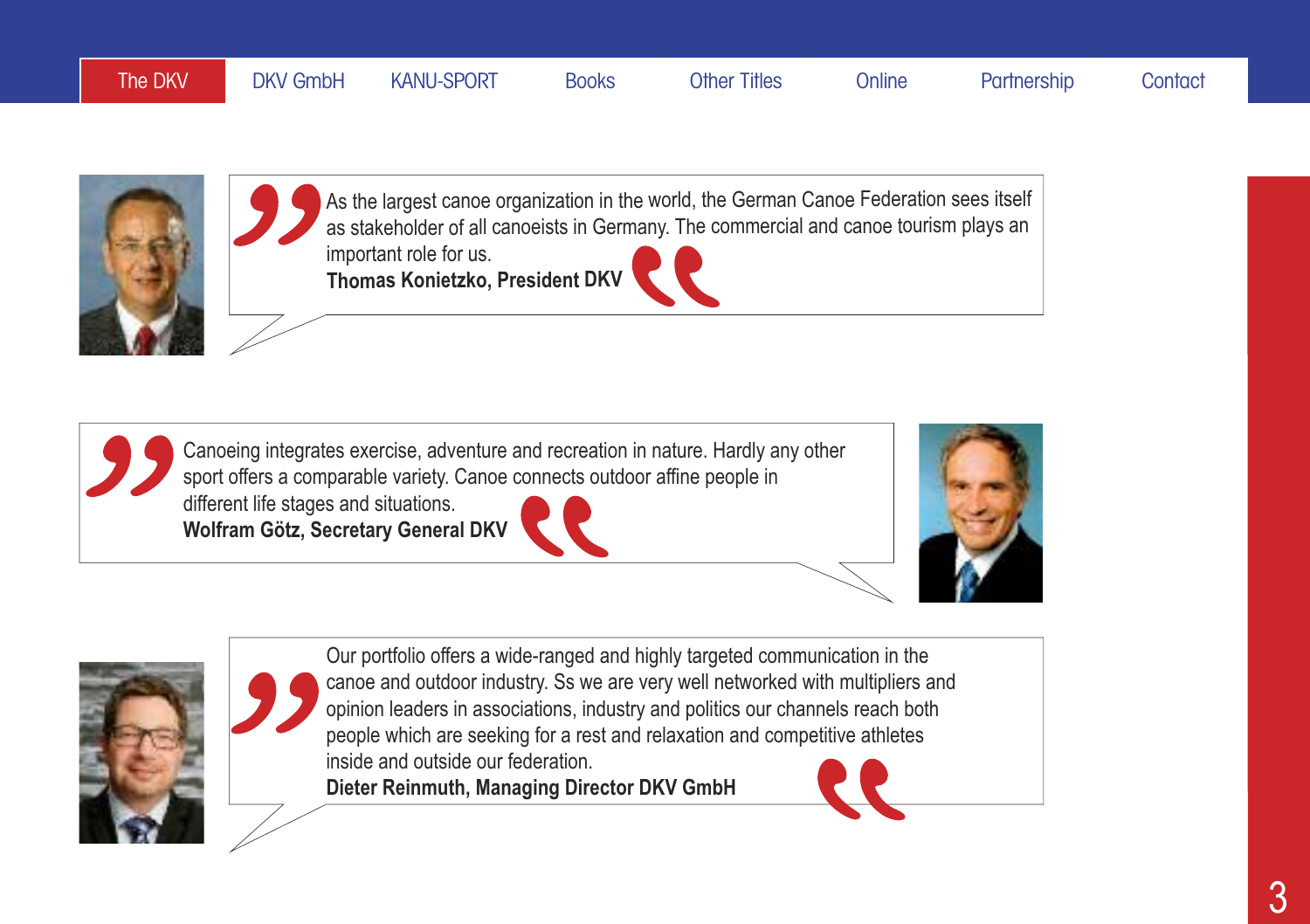The DKV | DKV GmbH | KANU-SPORT | Books | Other Titles | Online | Partnership | Contact

> As the largest canoe organization in the world, the German Canoe Federation sees itself as stakeholder of all canoeists in Germany. The commercial and canoe tourism plays an important role for us.
> **Thomas Konietzko, President DKV**

> Canoeing integrates exercise, adventure and recreation in nature. Hardly any other sport offers a comparable variety. Canoe connects outdoor affine people in different life stages and situations.
> **Wolfram Götz, Secretary General DKV**

> Our portfolio offers a wide-ranged and highly targeted communication in the canoe and outdoor industry. Ss we are very well networked with multipliers and opinion leaders in associations, industry and politics our channels reach both people which are seeking for a rest and relaxation and competitive athletes inside and outside our federation.
> **Dieter Reinmuth, Managing Director DKV GmbH**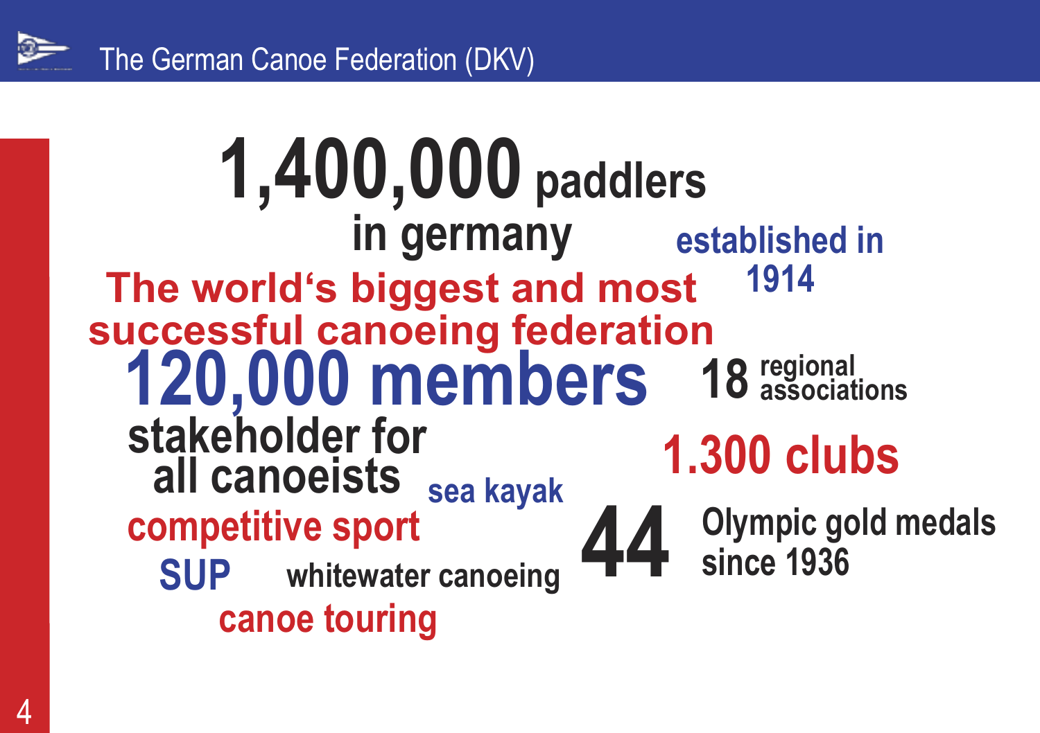# The German Canoe Federation (DKV)

**1,400,000 paddlers in germany**

established in 1914

**The world‘s biggest and most successful canoeing federation**

**120,000 members**

18 regional associations

stakeholder for all canoeists

1.300 clubs

sea kayak

competitive sport

44 Olympic gold medals since 1936

SUP

whitewater canoeing

canoe touring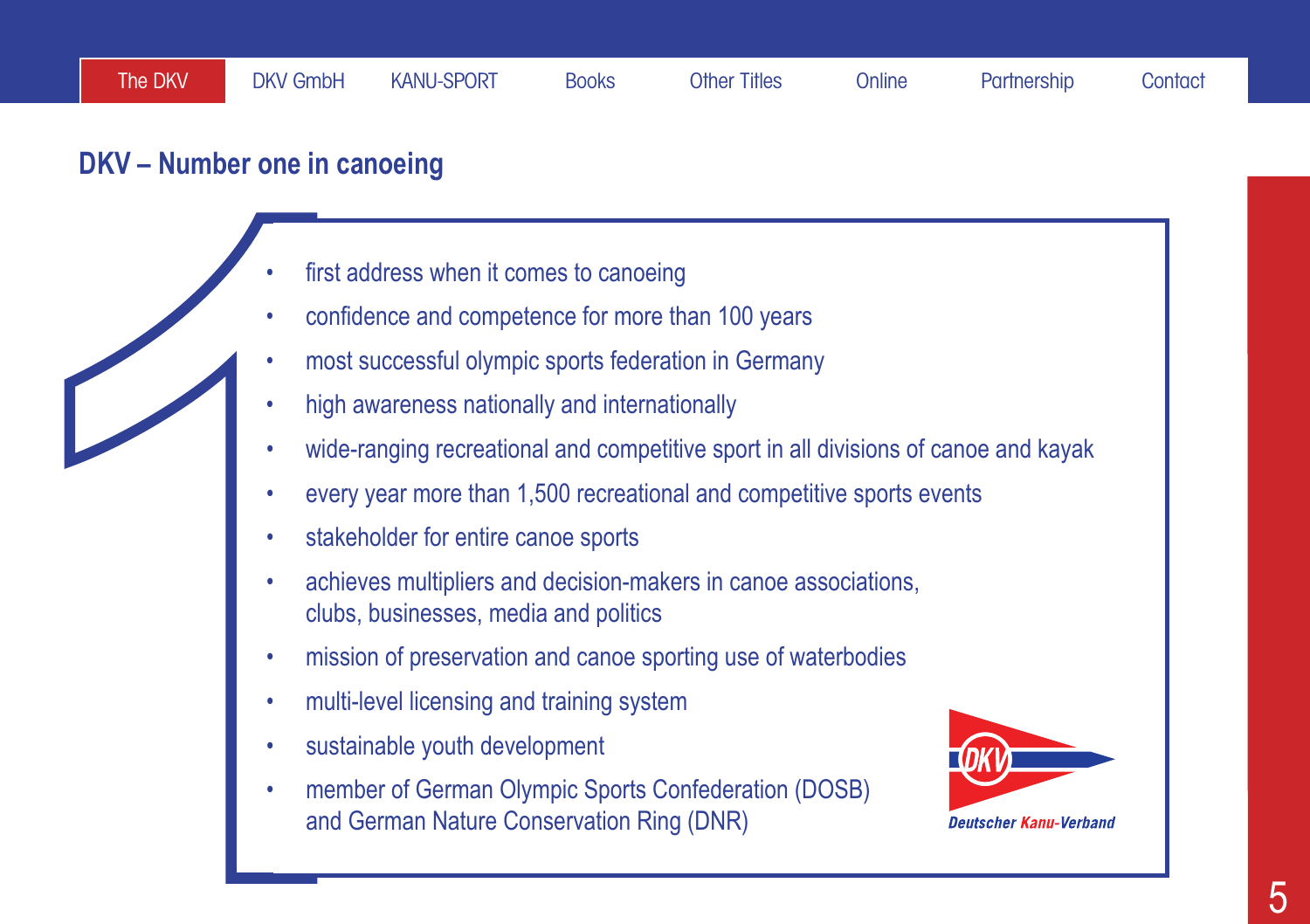The DKV | DKV GmbH | KANU-SPORT | Books | Other Titles | Online | Partnership | Contact

## DKV – Number one in canoeing

- first address when it comes to canoeing
- confidence and competence for more than 100 years
- most successful olympic sports federation in Germany
- high awareness nationally and internationally
- wide-ranging recreational and competitive sport in all divisions of canoe and kayak
- every year more than 1,500 recreational and competitive sports events
- stakeholder for entire canoe sports
- achieves multipliers and decision-makers in canoe associations, clubs, businesses, media and politics
- mission of preservation and canoe sporting use of waterbodies
- multi-level licensing and training system
- sustainable youth development
- member of German Olympic Sports Confederation (DOSB) and German Nature Conservation Ring (DNR)

DKV
Deutscher Kanu-Verband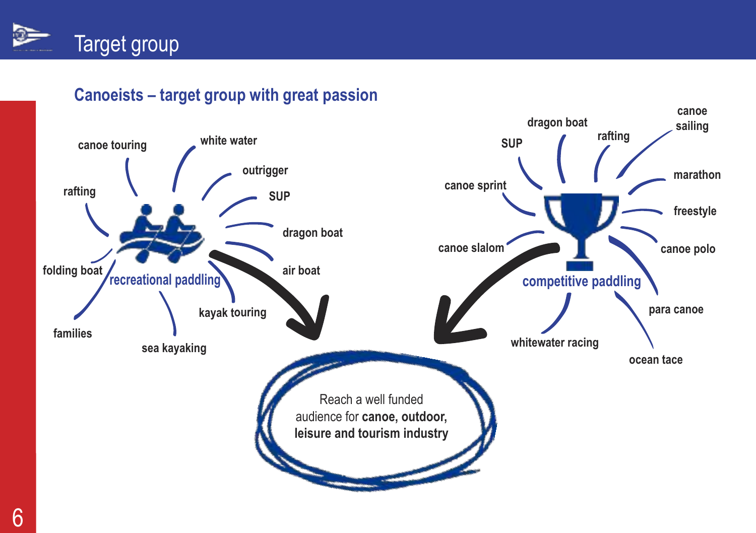# Target group

## Canoeists – target group with great passion

**recreational paddling**

- canoe touring
- white water
- outrigger
- SUP
- dragon boat
- air boat
- kayak touring
- sea kayaking
- families
- folding boat
- rafting

**competitive paddling**

- dragon boat
- rafting
- canoe sailing
- marathon
- freestyle
- canoe polo
- para canoe
- ocean tace
- whitewater racing
- canoe slalom
- canoe sprint
- SUP

Reach a well funded audience for **canoe, outdoor, leisure and tourism industry**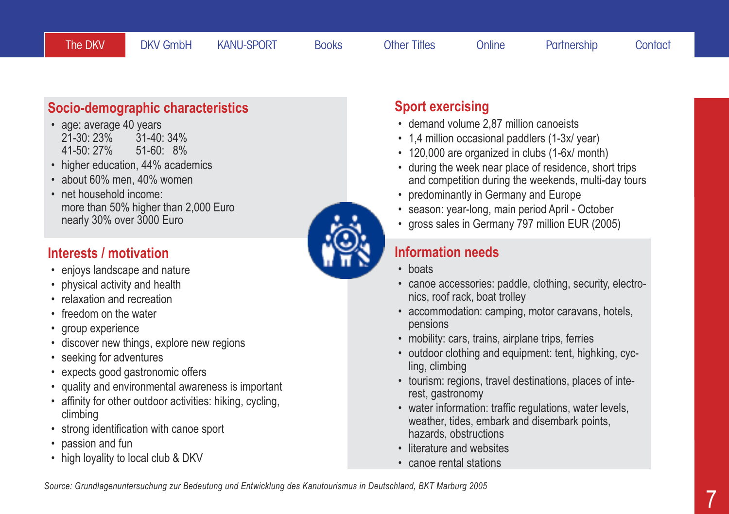The DKV | DKV GmbH | KANU-SPORT | Books | Other Titles | Online | Partnership | Contact

## Socio-demographic characteristics

- age: average 40 years
  21-30: 23% 31-40: 34%
  41-50: 27% 51-60: 8%
- higher education, 44% academics
- about 60% men, 40% women
- net household income:
  more than 50% higher than 2,000 Euro
  nearly 30% over 3000 Euro

## Interests / motivation

- enjoys landscape and nature
- physical activity and health
- relaxation and recreation
- freedom on the water
- group experience
- discover new things, explore new regions
- seeking for adventures
- expects good gastronomic offers
- quality and environmental awareness is important
- affinity for other outdoor activities: hiking, cycling, climbing
- strong identification with canoe sport
- passion and fun
- high loyality to local club & DKV

## Sport exercising

- demand volume 2,87 million canoeists
- 1,4 million occasional paddlers (1-3x/ year)
- 120,000 are organized in clubs (1-6x/ month)
- during the week near place of residence, short trips and competition during the weekends, multi-day tours
- predominantly in Germany and Europe
- season: year-long, main period April - October
- gross sales in Germany 797 million EUR (2005)

## Information needs

- boats
- canoe accessories: paddle, clothing, security, electronics, roof rack, boat trolley
- accommodation: camping, motor caravans, hotels, pensions
- mobility: cars, trains, airplane trips, ferries
- outdoor clothing and equipment: tent, highking, cycling, climbing
- tourism: regions, travel destinations, places of interest, gastronomy
- water information: traffic regulations, water levels, weather, tides, embark and disembark points, hazards, obstructions
- literature and websites
- canoe rental stations

*Source: Grundlagenuntersuchung zur Bedeutung und Entwicklung des Kanutourismus in Deutschland, BKT Marburg 2005*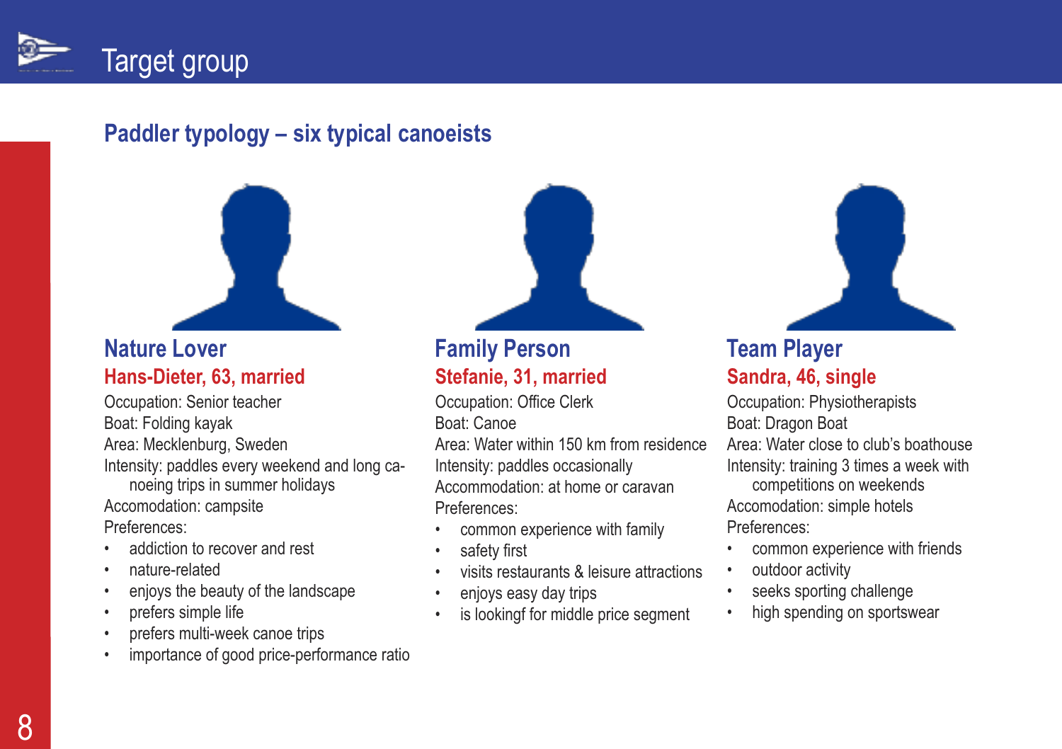# Target group

## Paddler typology – six typical canoeists

### Nature Lover

**Hans-Dieter, 63, married**

Occupation: Senior teacher
Boat: Folding kayak
Area: Mecklenburg, Sweden
Intensity: paddles every weekend and long canoeing trips in summer holidays
Accomodation: campsite
Preferences:

- addiction to recover and rest
- nature-related
- enjoys the beauty of the landscape
- prefers simple life
- prefers multi-week canoe trips
- importance of good price-performance ratio

### Family Person

**Stefanie, 31, married**

Occupation: Office Clerk
Boat: Canoe
Area: Water within 150 km from residence
Intensity: paddles occasionally
Accommodation: at home or caravan
Preferences:

- common experience with family
- safety first
- visits restaurants & leisure attractions
- enjoys easy day trips
- is lookingf for middle price segment

### Team Player

**Sandra, 46, single**

Occupation: Physiotherapists
Boat: Dragon Boat
Area: Water close to club's boathouse
Intensity: training 3 times a week with competitions on weekends
Accomodation: simple hotels
Preferences:

- common experience with friends
- outdoor activity
- seeks sporting challenge
- high spending on sportswear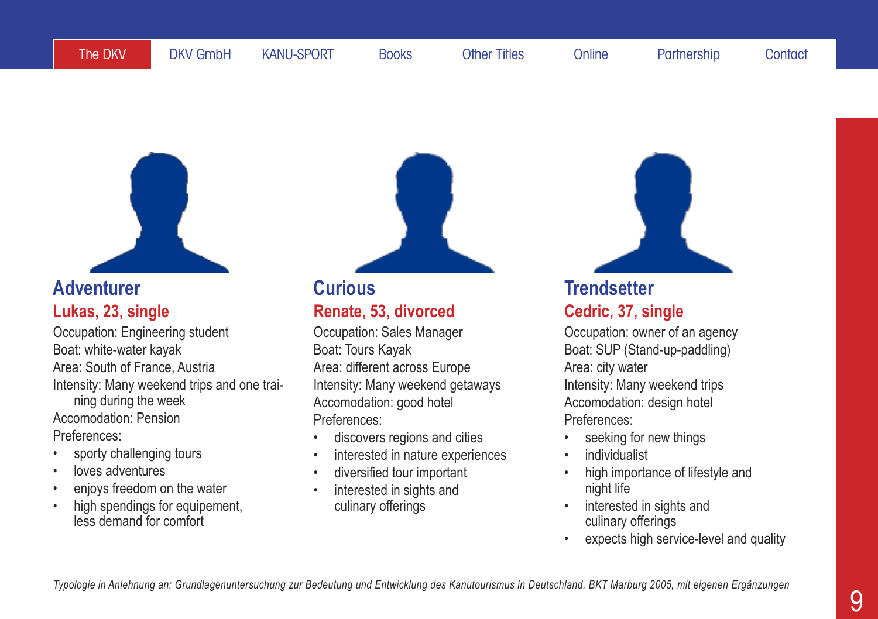## Adventurer

### Lukas, 23, single

Occupation: Engineering student
Boat: white-water kayak
Area: South of France, Austria
Intensity: Many weekend trips and one training during the week
Accomodation: Pension
Preferences:

- sporty challenging tours
- loves adventures
- enjoys freedom on the water
- high spendings for equipement, less demand for comfort

## Curious

### Renate, 53, divorced

Occupation: Sales Manager
Boat: Tours Kayak
Area: different across Europe
Intensity: Many weekend getaways
Accomodation: good hotel
Preferences:

- discovers regions and cities
- interested in nature experiences
- diversified tour important
- interested in sights and culinary offerings

## Trendsetter

### Cedric, 37, single

Occupation: owner of an agency
Boat: SUP (Stand-up-paddling)
Area: city water
Intensity: Many weekend trips
Accomodation: design hotel
Preferences:

- seeking for new things
- individualist
- high importance of lifestyle and night life
- interested in sights and culinary offerings
- expects high service-level and quality

*Typologie in Anlehnung an: Grundlagenuntersuchung zur Bedeutung und Entwicklung des Kanutourismus in Deutschland, BKT Marburg 2005, mit eigenen Ergänzungen*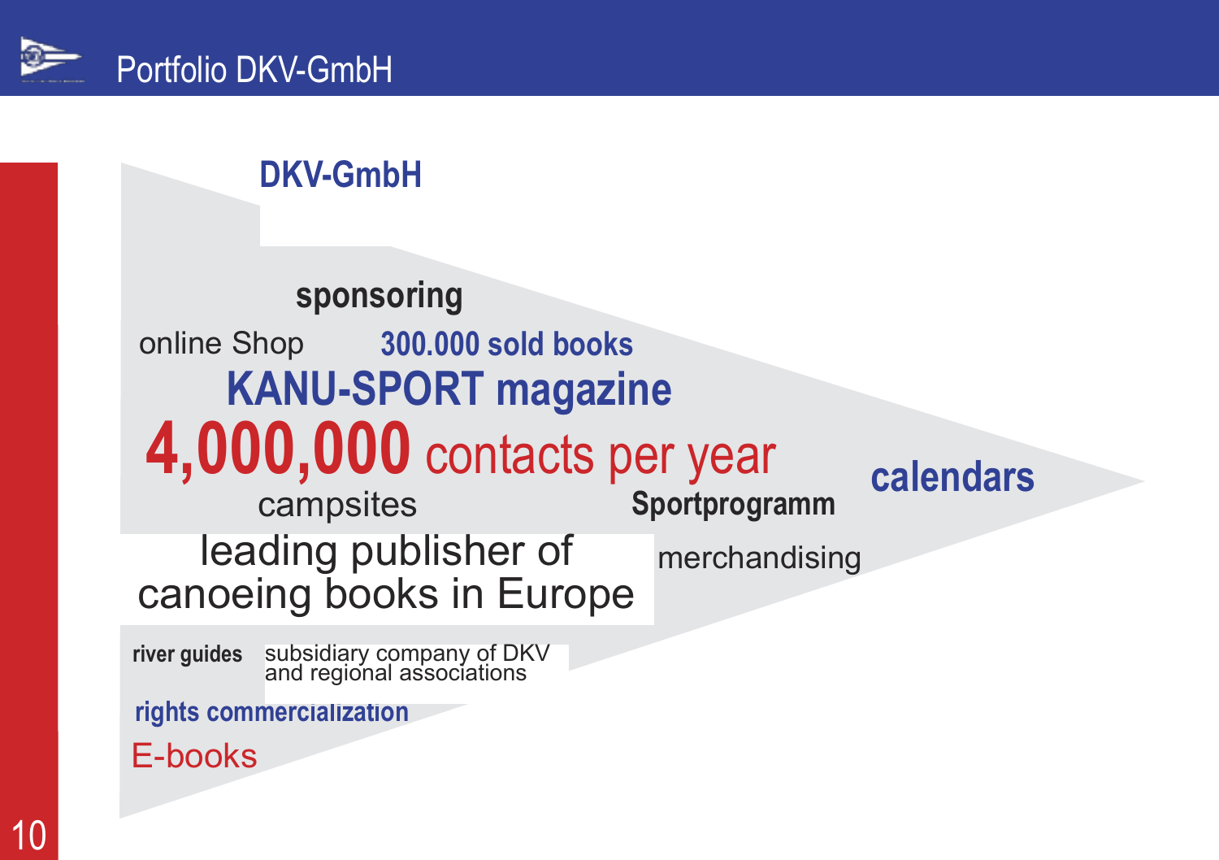# Portfolio DKV-GmbH

## DKV-GmbH

**sponsoring**

online Shop

**300.000 sold books**

**KANU-SPORT magazine**

**4,000,000** contacts per year

**calendars**

campsites

**Sportprogramm**

leading publisher of canoeing books in Europe

merchandising

**river guides**

subsidiary company of DKV and regional associations

**rights commercialization**

E-books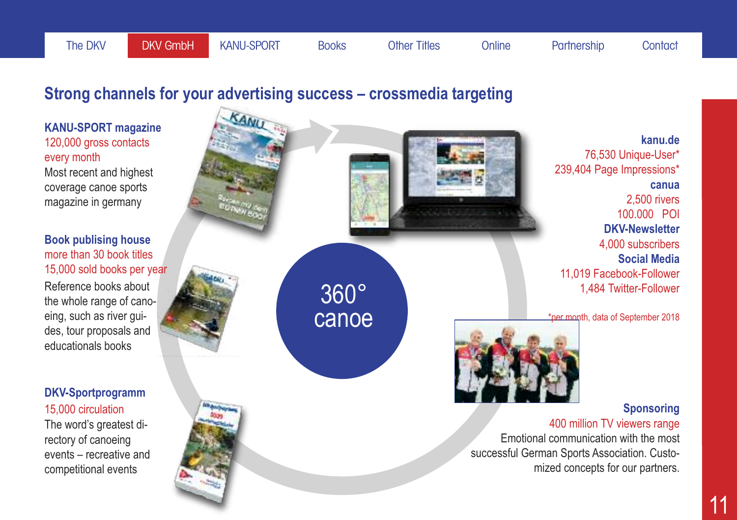The DKV | DKV GmbH | KANU-SPORT | Books | Other Titles | Online | Partnership | Contact

## Strong channels for your advertising success – crossmedia targeting

**KANU-SPORT magazine**
120,000 gross contacts every month
Most recent and highest coverage canoe sports magazine in germany

**Book publishing house**
more than 30 book titles
15,000 sold books per year
Reference books about the whole range of canoeing, such as river guides, tour proposals and educationals books

**DKV-Sportprogramm**
15,000 circulation
The word's greatest directory of canoeing events – recreative and competitional events

360° canoe

**kanu.de**
76,530 Unique-User*
239,404 Page Impressions*

**canua**
2,500 rivers
100.000 POI

**DKV-Newsletter**
4,000 subscribers

**Social Media**
11,019 Facebook-Follower
1,484 Twitter-Follower

*per month, data of September 2018

**Sponsoring**
400 million TV viewers range
Emotional communication with the most successful German Sports Association. Customized concepts for our partners.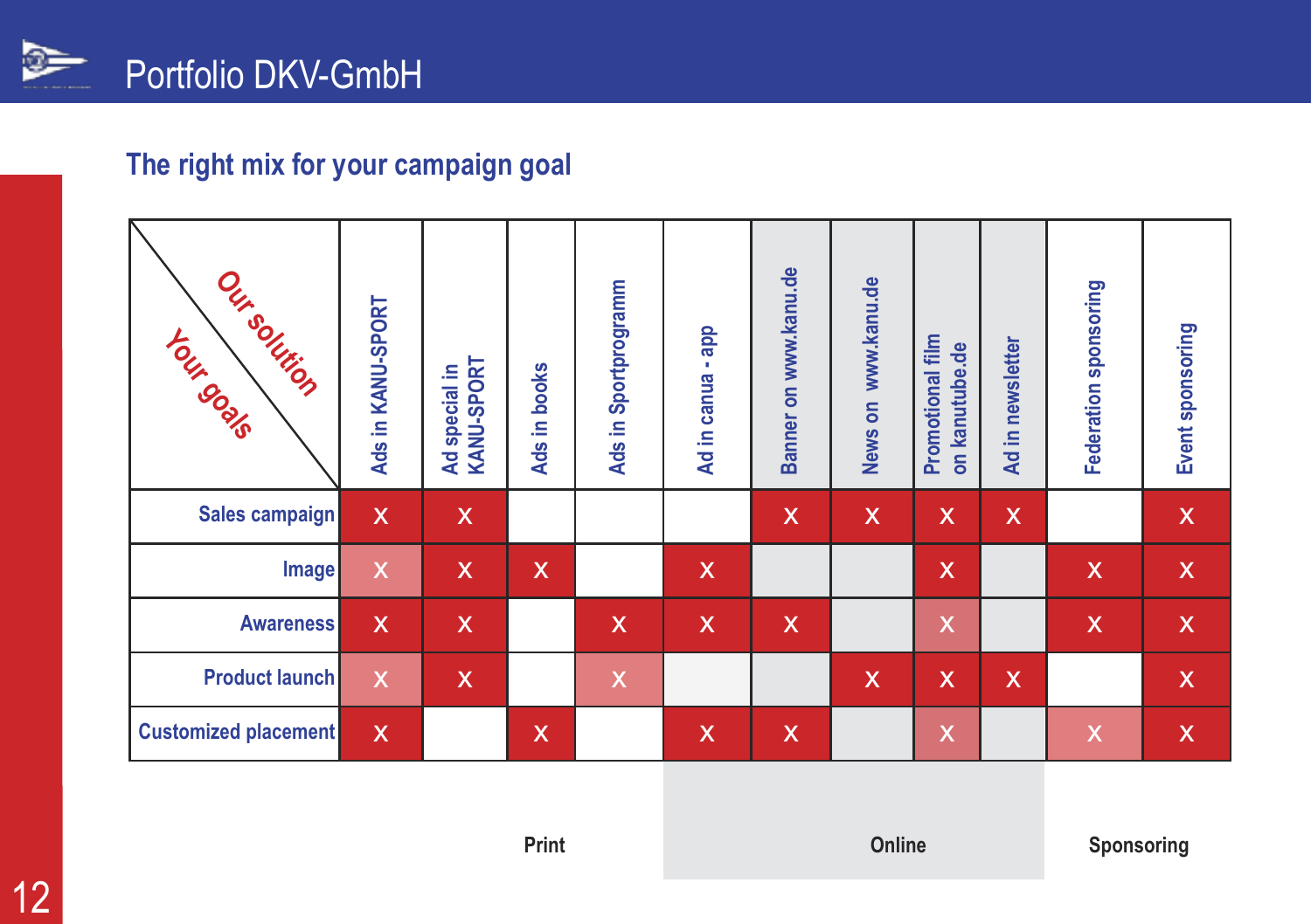# Portfolio DKV-GmbH

## The right mix for your campaign goal

| Your goals / Our solution | Ads in KANU-SPORT | Ad special in KANU-SPORT | Ads in books | Ads in Sportprogramm | Ad in canua - app | Banner on www.kanu.de | News on www.kanu.de | Promotional film on kanutube.de | Ad in newsletter | Federation sponsoring | Event sponsoring |
|---|---|---|---|---|---|---|---|---|---|---|---|
| Sales campaign | X | X | | | | X | X | X | X | | X |
| Image | X | X | X | | X | | | X | | X | X |
| Awareness | X | X | | X | X | X | | X | | X | X |
| Product launch | X | X | | X | | | X | X | X | | X |
| Customized placement | X | | X | | X | X | | X | | X | X |
| | Print | | | | | Online | | | | Sponsoring | |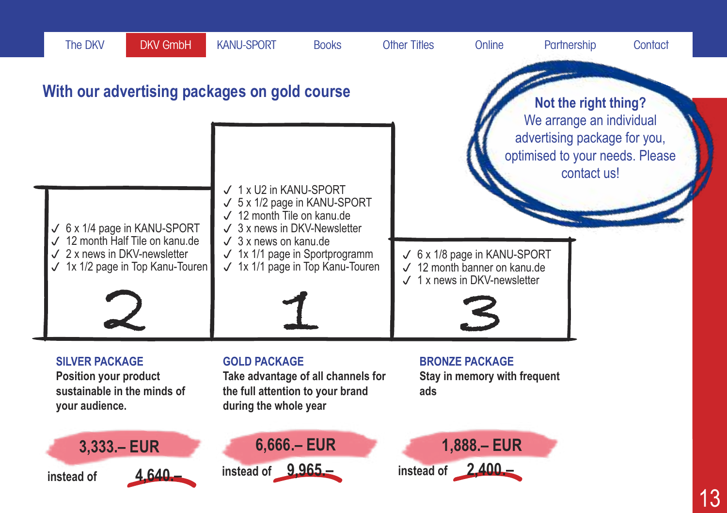The DKV | DKV GmbH | KANU-SPORT | Books | Other Titles | Online | Partnership | Contact

## With our advertising packages on gold course

**Not the right thing?**
We arrange an individual advertising package for you, optimised to your needs. Please contact us!

### 2

- ✓ 6 x 1/4 page in KANU-SPORT
- ✓ 12 month Half Tile on kanu.de
- ✓ 2 x news in DKV-newsletter
- ✓ 1x 1/2 page in Top Kanu-Touren

### 1

- ✓ 1 x U2 in KANU-SPORT
- ✓ 5 x 1/2 page in KANU-SPORT
- ✓ 12 month Tile on kanu.de
- ✓ 3 x news in DKV-Newsletter
- ✓ 3 x news on kanu.de
- ✓ 1x 1/1 page in Sportprogramm
- ✓ 1x 1/1 page in Top Kanu-Touren

### 3

- ✓ 6 x 1/8 page in KANU-SPORT
- ✓ 12 month banner on kanu.de
- ✓ 1 x news in DKV-newsletter

### SILVER PACKAGE

**Position your product sustainable in the minds of your audience.**

**3,333.– EUR**

instead of ~~4,640.–~~

### GOLD PACKAGE

**Take advantage of all channels for the full attention to your brand during the whole year**

**6,666.– EUR**

instead of ~~9,965.–~~

### BRONZE PACKAGE

**Stay in memory with frequent ads**

**1,888.– EUR**

instead of ~~2,400.–~~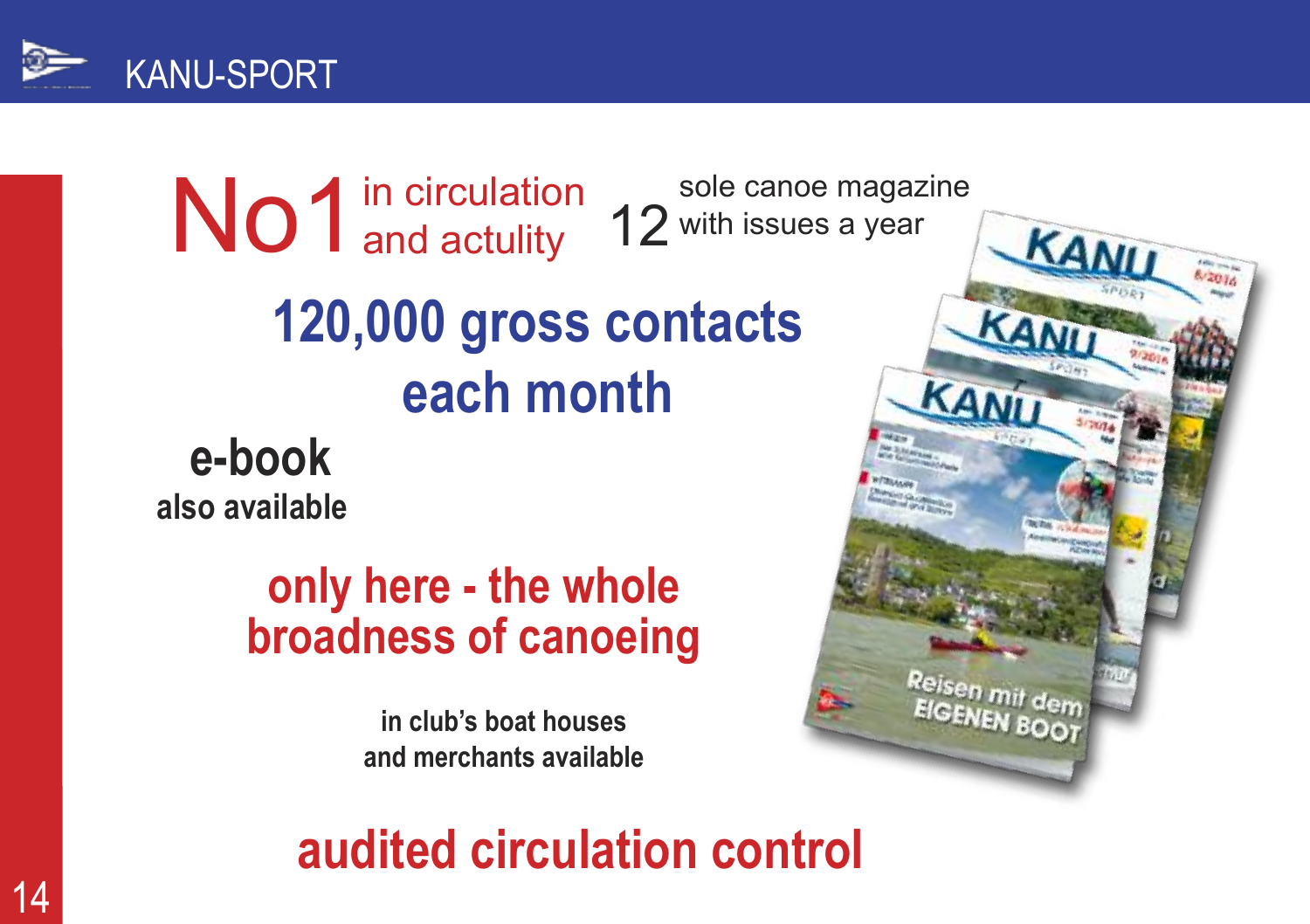**No1** in circulation and actulity

**12** sole canoe magazine with issues a year

## 120,000 gross contacts each month

**e-book**
also available

**only here - the whole broadness of canoeing**

in club's boat houses
and merchants available

**audited circulation control**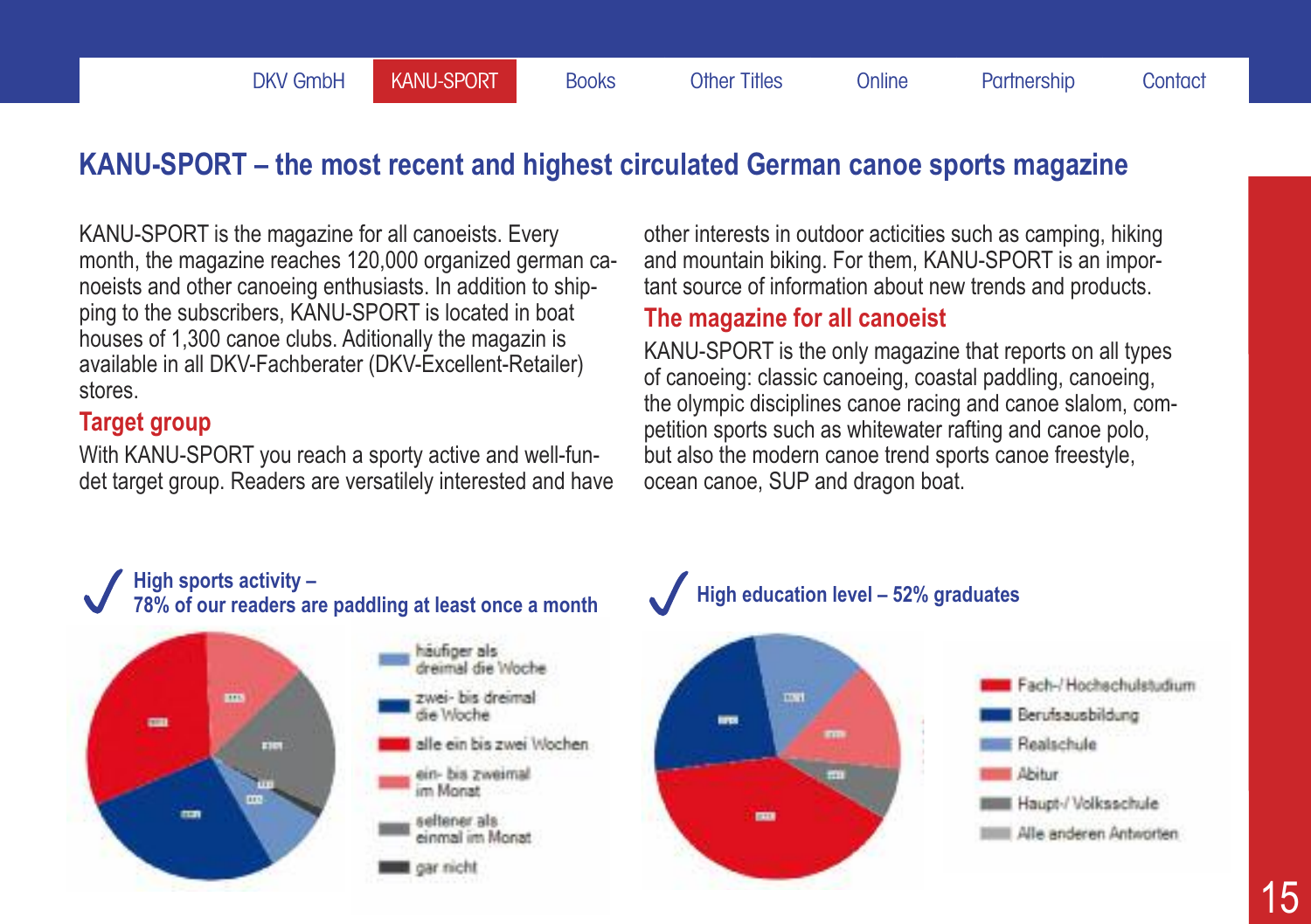DKV GmbH | KANU-SPORT | Books | Other Titles | Online | Partnership | Contact

# KANU-SPORT – the most recent and highest circulated German canoe sports magazine

KANU-SPORT is the magazine for all canoeists. Every month, the magazine reaches 120,000 organized german canoeists and other canoeing enthusiasts. In addition to shipping to the subscribers, KANU-SPORT is located in boat houses of 1,300 canoe clubs. Aditionally the magazin is available in all DKV-Fachberater (DKV-Excellent-Retailer) stores.

## Target group

With KANU-SPORT you reach a sporty active and well-fundet target group. Readers are versatilely interested and have other interests in outdoor acticities such as camping, hiking and mountain biking. For them, KANU-SPORT is an important source of information about new trends and products.

## The magazine for all canoeist

KANU-SPORT is the only magazine that reports on all types of canoeing: classic canoeing, coastal paddling, canoeing, the olympic disciplines canoe racing and canoe slalom, competition sports such as whitewater rafting and canoe polo, but also the modern canoe trend sports canoe freestyle, ocean canoe, SUP and dragon boat.

### ✓ High sports activity – 78% of our readers are paddling at least once a month

- häufiger als dreimal die Woche
- zwei- bis dreimal die Woche
- alle ein bis zwei Wochen
- ein- bis zweimal im Monat
- seltener als einmal im Monat
- gar nicht

### ✓ High education level – 52% graduates

- Fach-/ Hochschulstudium
- Berufsausbildung
- Realschule
- Abitur
- Haupt-/ Volksschule
- Alle anderen Antworten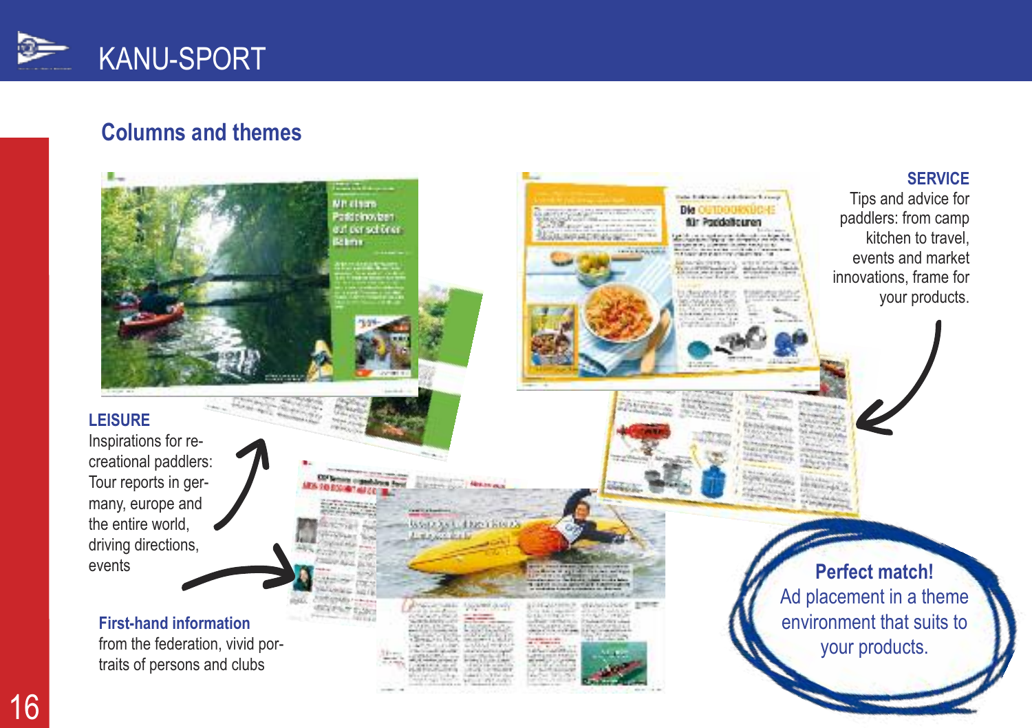# KANU-SPORT

## Columns and themes

**SERVICE**
Tips and advice for paddlers: from camp kitchen to travel, events and market innovations, frame for your products.

**LEISURE**
Inspirations for recreational paddlers: Tour reports in germany, europe and the entire world, driving directions, events

**First-hand information**
from the federation, vivid portraits of persons and clubs

**Perfect match!**
Ad placement in a theme environment that suits to your products.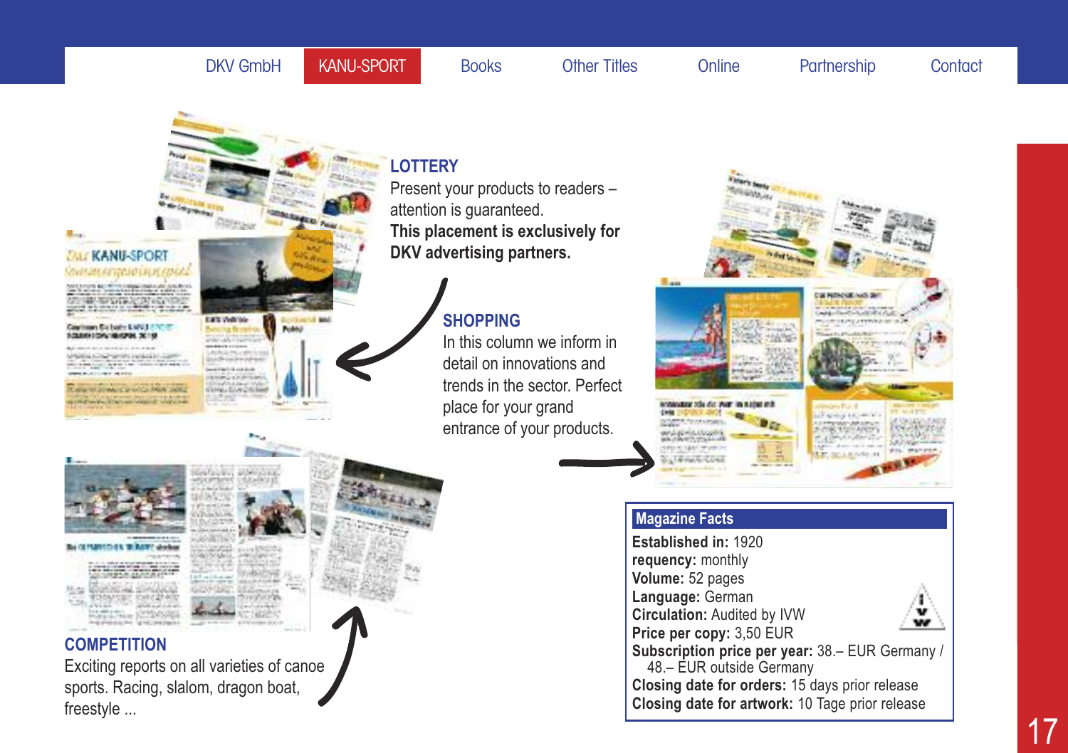DKV GmbH | KANU-SPORT | Books | Other Titles | Online | Partnership | Contact

## LOTTERY

Present your products to readers – attention is guaranteed.
**This placement is exclusively for DKV advertising partners.**

## SHOPPING

In this column we inform in detail on innovations and trends in the sector. Perfect place for your grand entrance of your products.

## COMPETITION

Exciting reports on all varieties of canoe sports. Racing, slalom, dragon boat, freestyle ...

### Magazine Facts

**Established in:** 1920
**requency:** monthly
**Volume:** 52 pages
**Language:** German
**Circulation:** Audited by IVW
**Price per copy:** 3,50 EUR
**Subscription price per year:** 38.– EUR Germany / 48.– EUR outside Germany
**Closing date for orders:** 15 days prior release
**Closing date for artwork:** 10 Tage prior release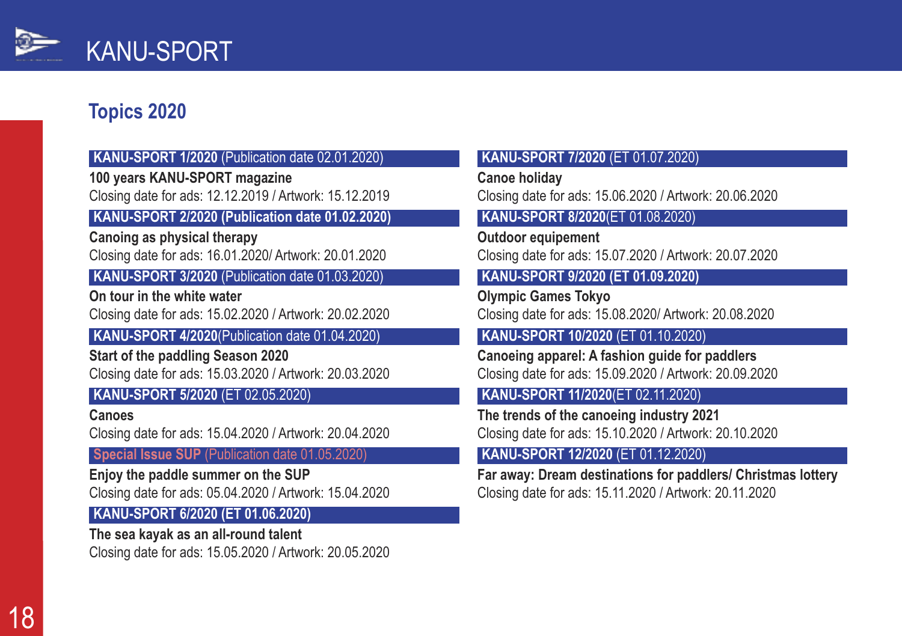# KANU-SPORT

## Topics 2020

**KANU-SPORT 1/2020** (Publication date 02.01.2020)

**100 years KANU-SPORT magazine**
Closing date for ads: 12.12.2019 / Artwork: 15.12.2019

**KANU-SPORT 2/2020 (Publication date 01.02.2020)**

**Canoing as physical therapy**
Closing date for ads: 16.01.2020/ Artwork: 20.01.2020

**KANU-SPORT 3/2020** (Publication date 01.03.2020)

**On tour in the white water**
Closing date for ads: 15.02.2020 / Artwork: 20.02.2020

**KANU-SPORT 4/2020**(Publication date 01.04.2020)

**Start of the paddling Season 2020**
Closing date for ads: 15.03.2020 / Artwork: 20.03.2020

**KANU-SPORT 5/2020** (ET 02.05.2020)

**Canoes**
Closing date for ads: 15.04.2020 / Artwork: 20.04.2020

**Special Issue SUP** (Publication date 01.05.2020)

**Enjoy the paddle summer on the SUP**
Closing date for ads: 05.04.2020 / Artwork: 15.04.2020

**KANU-SPORT 6/2020 (ET 01.06.2020)**

**The sea kayak as an all-round talent**
Closing date for ads: 15.05.2020 / Artwork: 20.05.2020

**KANU-SPORT 7/2020** (ET 01.07.2020)

**Canoe holiday**
Closing date for ads: 15.06.2020 / Artwork: 20.06.2020

**KANU-SPORT 8/2020**(ET 01.08.2020)

**Outdoor equipement**
Closing date for ads: 15.07.2020 / Artwork: 20.07.2020

**KANU-SPORT 9/2020 (ET 01.09.2020)**

**Olympic Games Tokyo**
Closing date for ads: 15.08.2020/ Artwork: 20.08.2020

**KANU-SPORT 10/2020** (ET 01.10.2020)

**Canoeing apparel: A fashion guide for paddlers**
Closing date for ads: 15.09.2020 / Artwork: 20.09.2020

**KANU-SPORT 11/2020**(ET 02.11.2020)

**The trends of the canoeing industry 2021**
Closing date for ads: 15.10.2020 / Artwork: 20.10.2020

**KANU-SPORT 12/2020** (ET 01.12.2020)

**Far away: Dream destinations for paddlers/ Christmas lottery**
Closing date for ads: 15.11.2020 / Artwork: 20.11.2020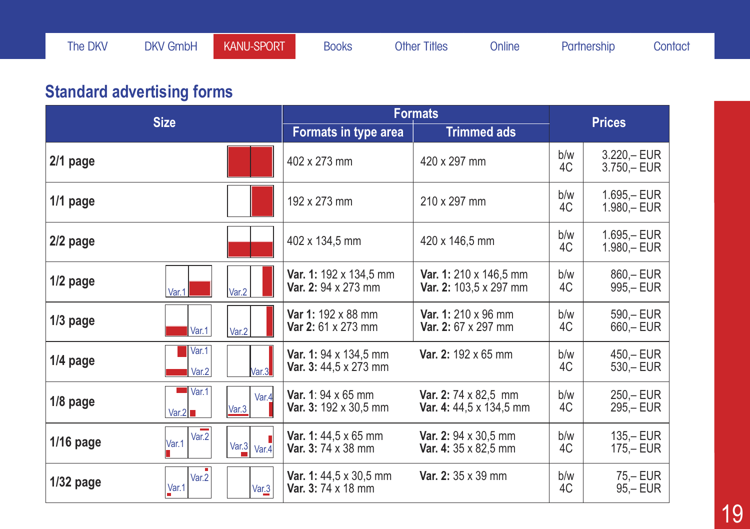The DKV | DKV GmbH | KANU-SPORT | Books | Other Titles | Online | Partnership | Contact

## Standard advertising forms

| Size | Formats in type area | Trimmed ads | Prices | |
|---|---|---|---|---|
| **2/1 page** | 402 x 273 mm | 420 x 297 mm | b/w<br>4C | 3.220,– EUR<br>3.750,– EUR |
| **1/1 page** | 192 x 273 mm | 210 x 297 mm | b/w<br>4C | 1.695,– EUR<br>1.980,– EUR |
| **2/2 page** | 402 x 134,5 mm | 420 x 146,5 mm | b/w<br>4C | 1.695,– EUR<br>1.980,– EUR |
| **1/2 page** | **Var. 1:** 192 x 134,5 mm<br>**Var. 2:** 94 x 273 mm | **Var. 1:** 210 x 146,5 mm<br>**Var. 2:** 103,5 x 297 mm | b/w<br>4C | 860,– EUR<br>995,– EUR |
| **1/3 page** | **Var 1:** 192 x 88 mm<br>**Var 2:** 61 x 273 mm | **Var. 1:** 210 x 96 mm<br>**Var. 2:** 67 x 297 mm | b/w<br>4C | 590,– EUR<br>660,– EUR |
| **1/4 page** | **Var. 1:** 94 x 134,5 mm<br>**Var. 3:** 44,5 x 273 mm | **Var. 2:** 192 x 65 mm | b/w<br>4C | 450,– EUR<br>530,– EUR |
| **1/8 page** | **Var. 1**: 94 x 65 mm<br>**Var. 3:** 192 x 30,5 mm | **Var. 2:** 74 x 82,5 mm<br>**Var. 4:** 44,5 x 134,5 mm | b/w<br>4C | 250,– EUR<br>295,– EUR |
| **1/16 page** | **Var. 1:** 44,5 x 65 mm<br>**Var. 3:** 74 x 38 mm | **Var. 2:** 94 x 30,5 mm<br>**Var. 4:** 35 x 82,5 mm | b/w<br>4C | 135,– EUR<br>175,– EUR |
| **1/32 page** | **Var. 1:** 44,5 x 30,5 mm<br>**Var. 3:** 74 x 18 mm | **Var. 2:** 35 x 39 mm | b/w<br>4C | 75,– EUR<br>95,– EUR |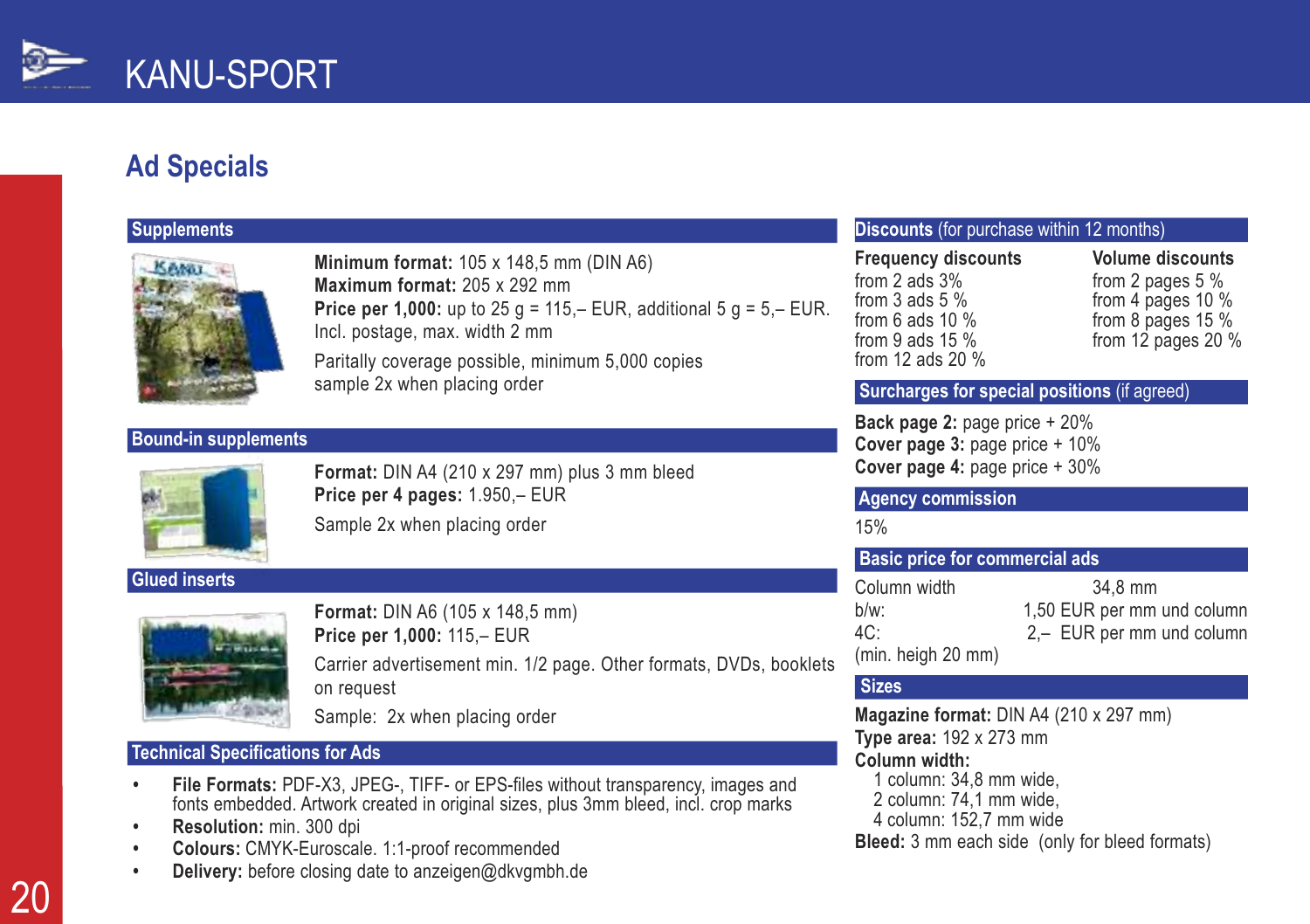# KANU-SPORT

## Ad Specials

### Supplements

**Minimum format:** 105 x 148,5 mm (DIN A6)
**Maximum format:** 205 x 292 mm
**Price per 1,000:** up to 25 g = 115,– EUR, additional 5 g = 5,– EUR. Incl. postage, max. width 2 mm

Paritally coverage possible, minimum 5,000 copies
sample 2x when placing order

### Bound-in supplements

**Format:** DIN A4 (210 x 297 mm) plus 3 mm bleed
**Price per 4 pages:** 1.950,– EUR

Sample 2x when placing order

### Glued inserts

**Format:** DIN A6 (105 x 148,5 mm)
**Price per 1,000:** 115,– EUR

Carrier advertisement min. 1/2 page. Other formats, DVDs, booklets on request

Sample: 2x when placing order

### Technical Specifications for Ads

- **File Formats:** PDF-X3, JPEG-, TIFF- or EPS-files without transparency, images and fonts embedded. Artwork created in original sizes, plus 3mm bleed, incl. crop marks
- **Resolution:** min. 300 dpi
- **Colours:** CMYK-Euroscale. 1:1-proof recommended
- **Delivery:** before closing date to anzeigen@dkvgmbh.de

### Discounts (for purchase within 12 months)

| Frequency discounts | Volume discounts |
|---|---|
| from 2 ads 3% | from 2 pages 5 % |
| from 3 ads 5 % | from 4 pages 10 % |
| from 6 ads 10 % | from 8 pages 15 % |
| from 9 ads 15 % | from 12 pages 20 % |
| from 12 ads 20 % | |

### Surcharges for special positions (if agreed)

**Back page 2:** page price + 20%
**Cover page 3:** page price + 10%
**Cover page 4:** page price + 30%

### Agency commission

15%

### Basic price for commercial ads

| | |
|---|---|
| Column width | 34,8 mm |
| b/w: | 1,50 EUR per mm und column |
| 4C: | 2,– EUR per mm und column |

(min. heigh 20 mm)

### Sizes

**Magazine format:** DIN A4 (210 x 297 mm)
**Type area:** 192 x 273 mm
**Column width:**
1 column: 34,8 mm wide,
2 column: 74,1 mm wide,
4 column: 152,7 mm wide
**Bleed:** 3 mm each side (only for bleed formats)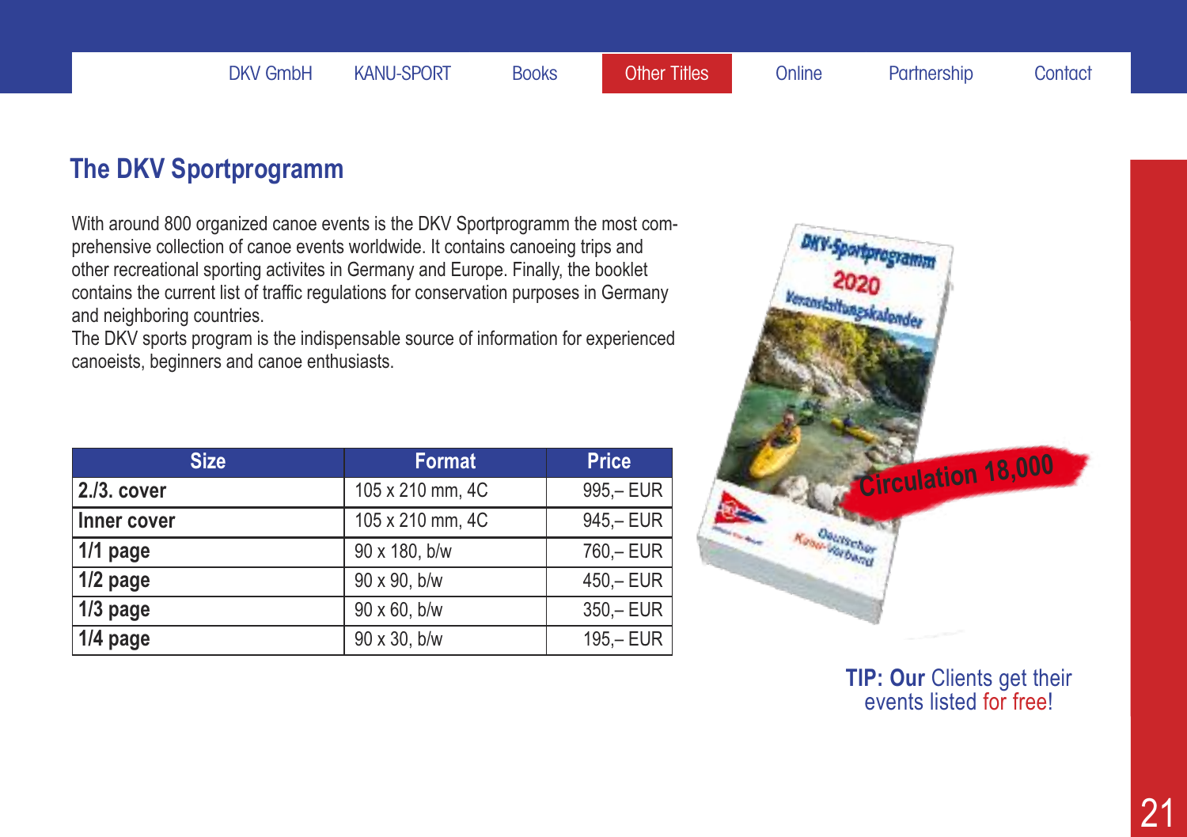## The DKV Sportprogramm

With around 800 organized canoe events is the DKV Sportprogramm the most comprehensive collection of canoe events worldwide. It contains canoeing trips and other recreational sporting activites in Germany and Europe. Finally, the booklet contains the current list of traffic regulations for conservation purposes in Germany and neighboring countries.
The DKV sports program is the indispensable source of information for experienced canoeists, beginners and canoe enthusiasts.

| Size | Format | Price |
|---|---|---|
| **2./3. cover** | 105 x 210 mm, 4C | 995,– EUR |
| **Inner cover** | 105 x 210 mm, 4C | 945,– EUR |
| **1/1 page** | 90 x 180, b/w | 760,– EUR |
| **1/2 page** | 90 x 90, b/w | 450,– EUR |
| **1/3 page** | 90 x 60, b/w | 350,– EUR |
| **1/4 page** | 90 x 30, b/w | 195,– EUR |

Circulation 18,000

**TIP: Our** Clients get their events listed for free!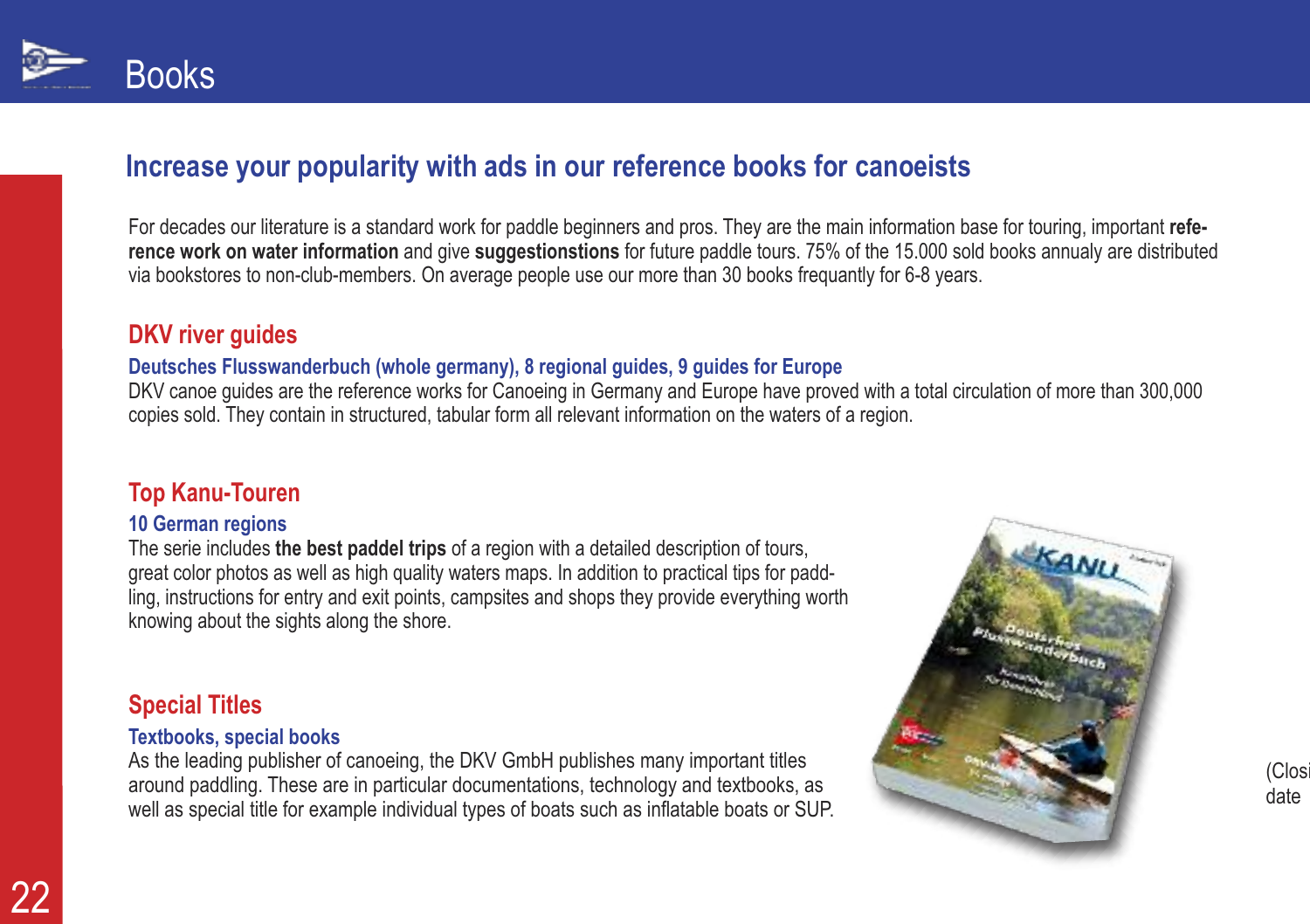# Books

## Increase your popularity with ads in our reference books for canoeists

For decades our literature is a standard work for paddle beginners and pros. They are the main information base for touring, important **reference work on water information** and give **suggestionstions** for future paddle tours. 75% of the 15.000 sold books annualy are distributed via bookstores to non-club-members. On average people use our more than 30 books frequantly for 6-8 years.

### DKV river guides

#### Deutsches Flusswanderbuch (whole germany), 8 regional guides, 9 guides for Europe

DKV canoe guides are the reference works for Canoeing in Germany and Europe have proved with a total circulation of more than 300,000 copies sold. They contain in structured, tabular form all relevant information on the waters of a region.

### Top Kanu-Touren

#### 10 German regions

The serie includes **the best paddel trips** of a region with a detailed description of tours, great color photos as well as high quality waters maps. In addition to practical tips for paddling, instructions for entry and exit points, campsites and shops they provide everything worth knowing about the sights along the shore.

### Special Titles

#### Textbooks, special books

As the leading publisher of canoeing, the DKV GmbH publishes many important titles around paddling. These are in particular documentations, technology and textbooks, as well as special title for example individual types of boats such as inflatable boats or SUP.

(Closi
date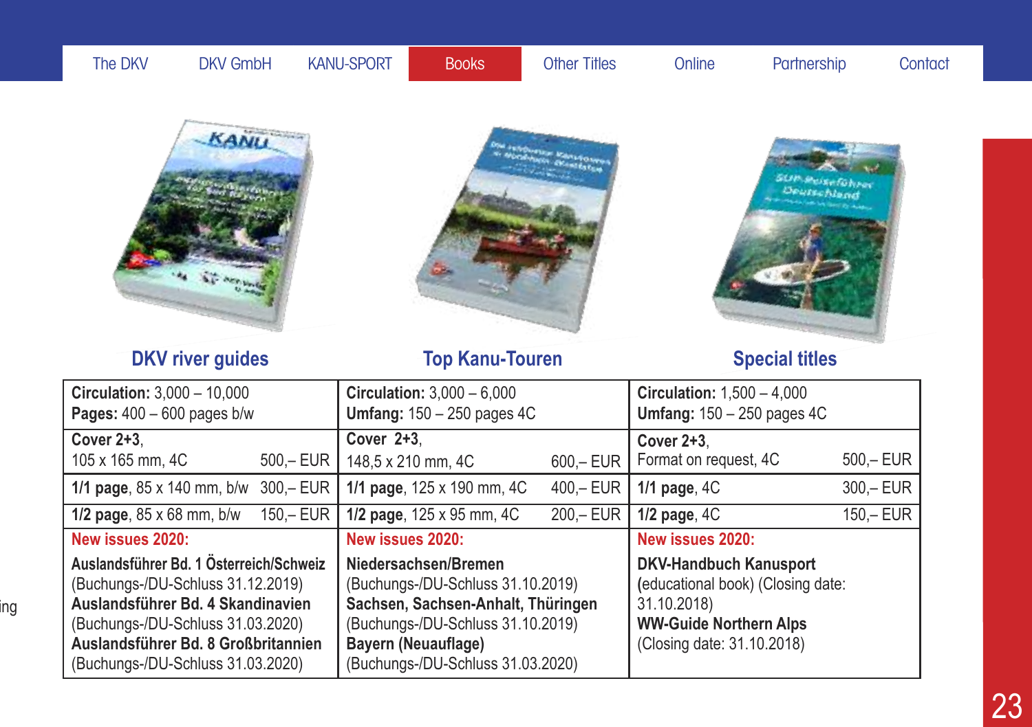The DKV | DKV GmbH | KANU-SPORT | **Books** | Other Titles | Online | Partnership | Contact

| DKV river guides | Top Kanu-Touren | Special titles |
|---|---|---|
| **Circulation:** 3,000 – 10,000<br>**Pages:** 400 – 600 pages b/w | **Circulation:** 3,000 – 6,000<br>**Umfang:** 150 – 250 pages 4C | **Circulation:** 1,500 – 4,000<br>**Umfang:** 150 – 250 pages 4C |
| **Cover 2+3**,<br>105 x 165 mm, 4C 500,– EUR | **Cover 2+3**,<br>148,5 x 210 mm, 4C 600,– EUR | **Cover 2+3**,<br>Format on request, 4C 500,– EUR |
| **1/1 page**, 85 x 140 mm, b/w 300,– EUR | **1/1 page**, 125 x 190 mm, 4C 400,– EUR | **1/1 page**, 4C 300,– EUR |
| **1/2 page**, 85 x 68 mm, b/w 150,– EUR | **1/2 page**, 125 x 95 mm, 4C 200,– EUR | **1/2 page**, 4C 150,– EUR |
| **New issues 2020:**<br>**Auslandsführer Bd. 1 Österreich/Schweiz**<br>(Buchungs-/DU-Schluss 31.12.2019)<br>**Auslandsführer Bd. 4 Skandinavien**<br>(Buchungs-/DU-Schluss 31.03.2020)<br>**Auslandsführer Bd. 8 Großbritannien**<br>(Buchungs-/DU-Schluss 31.03.2020) | **New issues 2020:**<br>**Niedersachsen/Bremen**<br>(Buchungs-/DU-Schluss 31.10.2019)<br>**Sachsen, Sachsen-Anhalt, Thüringen**<br>(Buchungs-/DU-Schluss 31.10.2019)<br>**Bayern (Neuauflage)**<br>(Buchungs-/DU-Schluss 31.03.2020) | **New issues 2020:**<br>**DKV-Handbuch Kanusport**<br>(educational book) (Closing date: 31.10.2018)<br>**WW-Guide Northern Alps**<br>(Closing date: 31.10.2018) |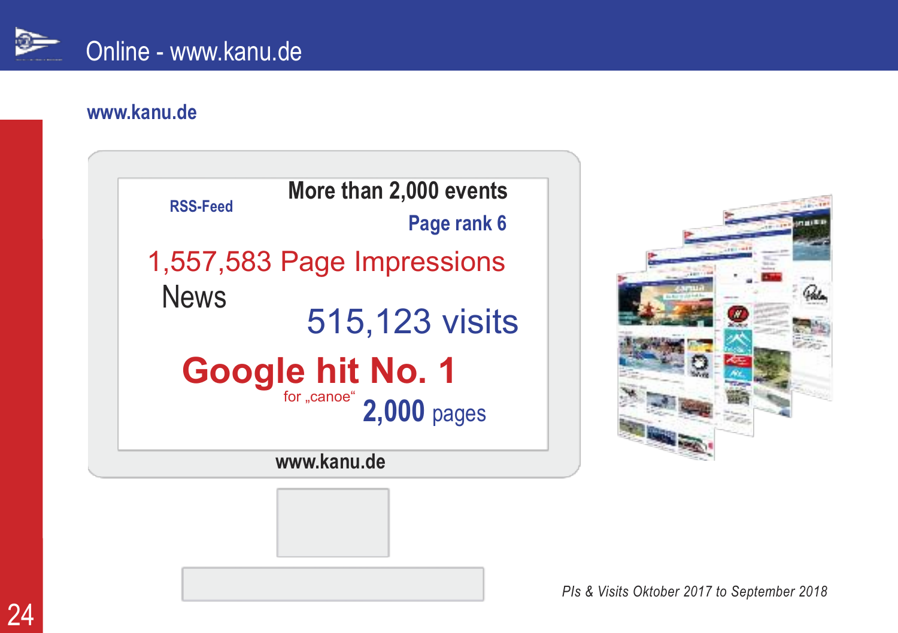# Online - www.kanu.de

## www.kanu.de

RSS-Feed

**More than 2,000 events**

**Page rank 6**

1,557,583 Page Impressions

News

515,123 visits

**Google hit No. 1**

for „canoe“

**2,000** pages

**www.kanu.de**

*PIs & Visits Oktober 2017 to September 2018*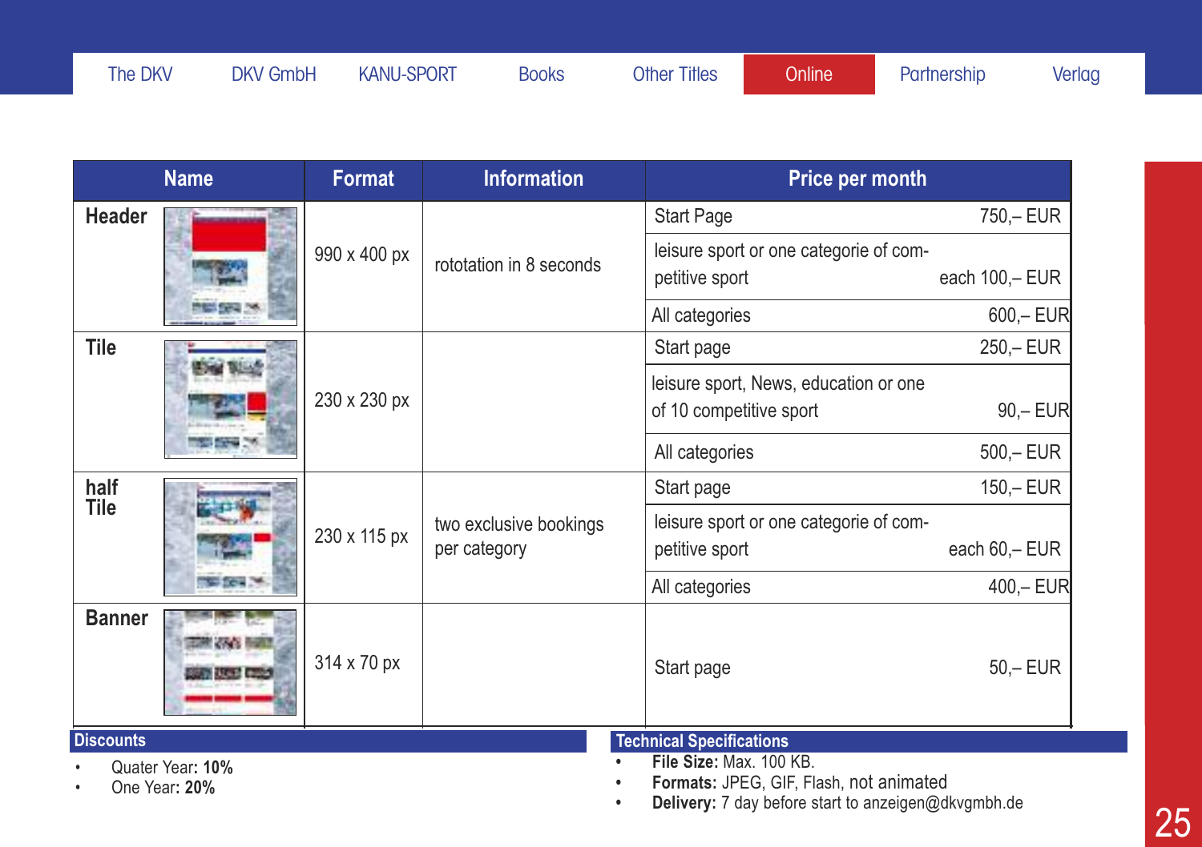The DKV | DKV GmbH | KANU-SPORT | Books | Other Titles | Online | Partnership | Verlag

| Name | Format | Information | Price per month | |
|---|---|---|---|---|
| **Header** | 990 x 400 px | rototation in 8 seconds | Start Page | 750,– EUR |
| | | | leisure sport or one categorie of competitive sport | each 100,– EUR |
| | | | All categories | 600,– EUR |
| **Tile** | 230 x 230 px | | Start page | 250,– EUR |
| | | | leisure sport, News, education or one of 10 competitive sport | 90,– EUR |
| | | | All categories | 500,– EUR |
| **half Tile** | 230 x 115 px | two exclusive bookings per category | Start page | 150,– EUR |
| | | | leisure sport or one categorie of competitive sport | each 60,– EUR |
| | | | All categories | 400,– EUR |
| **Banner** | 314 x 70 px | | Start page | 50,– EUR |

## Discounts

- Quater Year: **10%**
- One Year: **20%**

## Technical Specifications

- **File Size:** Max. 100 KB.
- **Formats:** JPEG, GIF, Flash, not animated
- **Delivery:** 7 day before start to anzeigen@dkvgmbh.de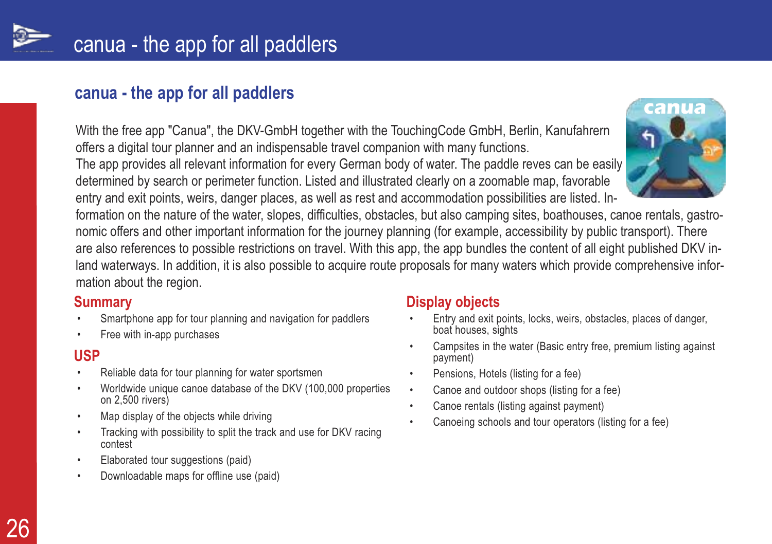## canua - the app for all paddlers

With the free app "Canua", the DKV-GmbH together with the TouchingCode GmbH, Berlin, Kanufahrern offers a digital tour planner and an indispensable travel companion with many functions.
The app provides all relevant information for every German body of water. The paddle reves can be easily determined by search or perimeter function. Listed and illustrated clearly on a zoomable map, favorable entry and exit points, weirs, danger places, as well as rest and accommodation possibilities are listed. Information on the nature of the water, slopes, difficulties, obstacles, but also camping sites, boathouses, canoe rentals, gastronomic offers and other important information for the journey planning (for example, accessibility by public transport). There are also references to possible restrictions on travel. With this app, the app bundles the content of all eight published DKV inland waterways. In addition, it is also possible to acquire route proposals for many waters which provide comprehensive information about the region.

### Summary

- Smartphone app for tour planning and navigation for paddlers
- Free with in-app purchases

### USP

- Reliable data for tour planning for water sportsmen
- Worldwide unique canoe database of the DKV (100,000 properties on 2,500 rivers)
- Map display of the objects while driving
- Tracking with possibility to split the track and use for DKV racing contest
- Elaborated tour suggestions (paid)
- Downloadable maps for offline use (paid)

### Display objects

- Entry and exit points, locks, weirs, obstacles, places of danger, boat houses, sights
- Campsites in the water (Basic entry free, premium listing against payment)
- Pensions, Hotels (listing for a fee)
- Canoe and outdoor shops (listing for a fee)
- Canoe rentals (listing against payment)
- Canoeing schools and tour operators (listing for a fee)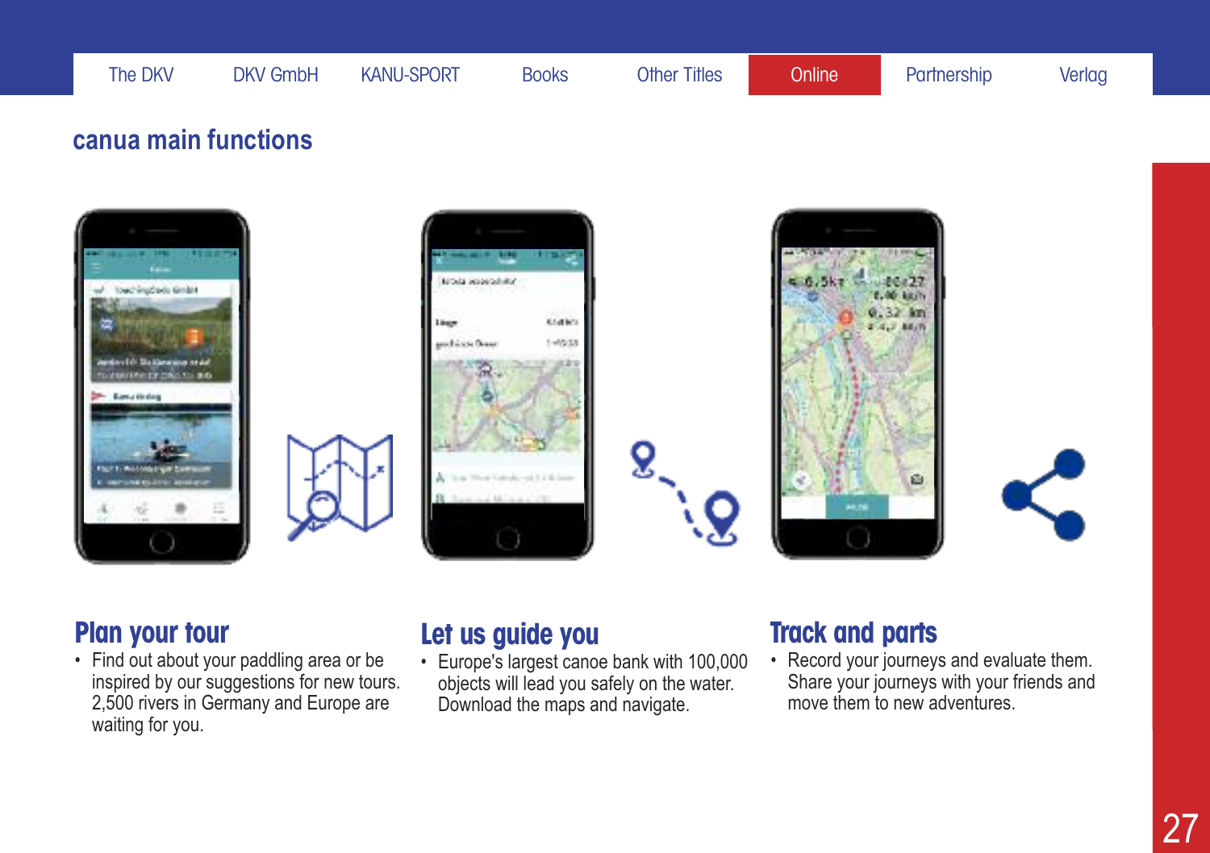## canua main functions

### Plan your tour

- Find out about your paddling area or be inspired by our suggestions for new tours. 2,500 rivers in Germany and Europe are waiting for you.

### Let us guide you

- Europe's largest canoe bank with 100,000 objects will lead you safely on the water. Download the maps and navigate.

### Track and parts

- Record your journeys and evaluate them. Share your journeys with your friends and move them to new adventures.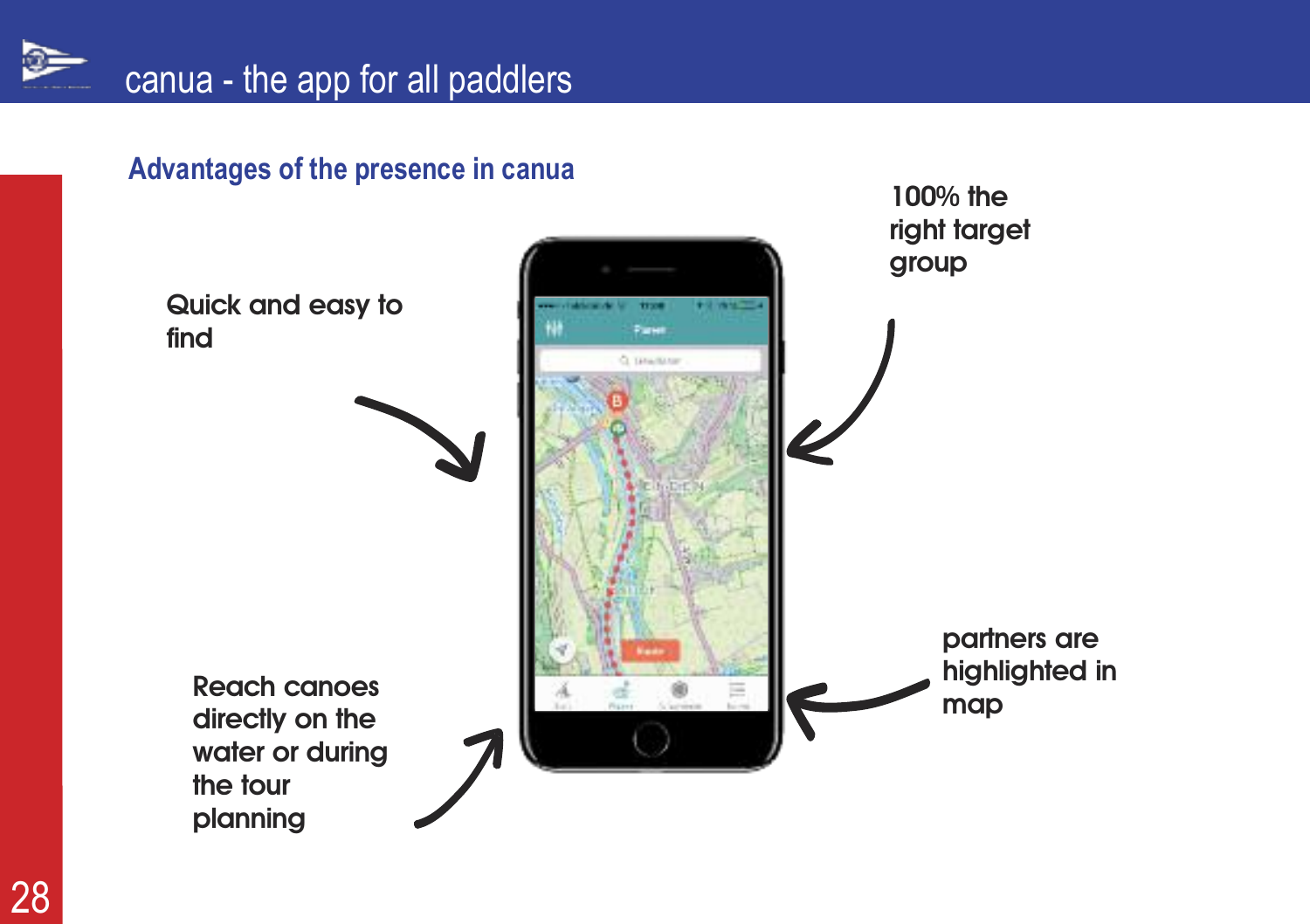# canua - the app for all paddlers

## Advantages of the presence in canua

Quick and easy to find

100% the right target group

Reach canoes directly on the water or during the tour planning

partners are highlighted in map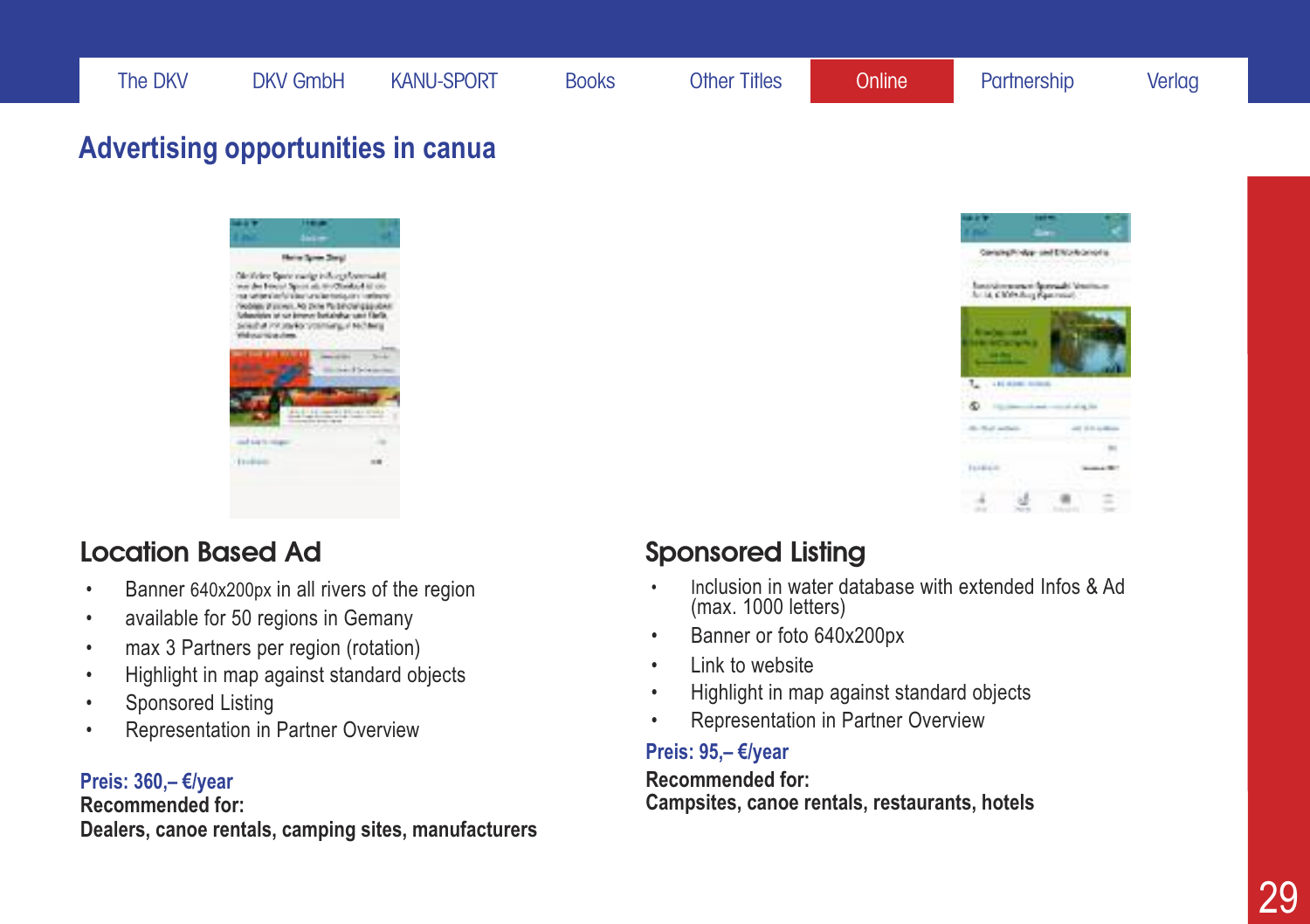The DKV | DKV GmbH | KANU-SPORT | Books | Other Titles | Online | Partnership | Verlag

# Advertising opportunities in canua

## Location Based Ad

- Banner 640x200px in all rivers of the region
- available for 50 regions in Gemany
- max 3 Partners per region (rotation)
- Highlight in map against standard objects
- Sponsored Listing
- Representation in Partner Overview

**Preis: 360,– €/year**
**Recommended for:**
**Dealers, canoe rentals, camping sites, manufacturers**

## Sponsored Listing

- Inclusion in water database with extended Infos & Ad (max. 1000 letters)
- Banner or foto 640x200px
- Link to website
- Highlight in map against standard objects
- Representation in Partner Overview

**Preis: 95,– €/year**
**Recommended for:**
**Campsites, canoe rentals, restaurants, hotels**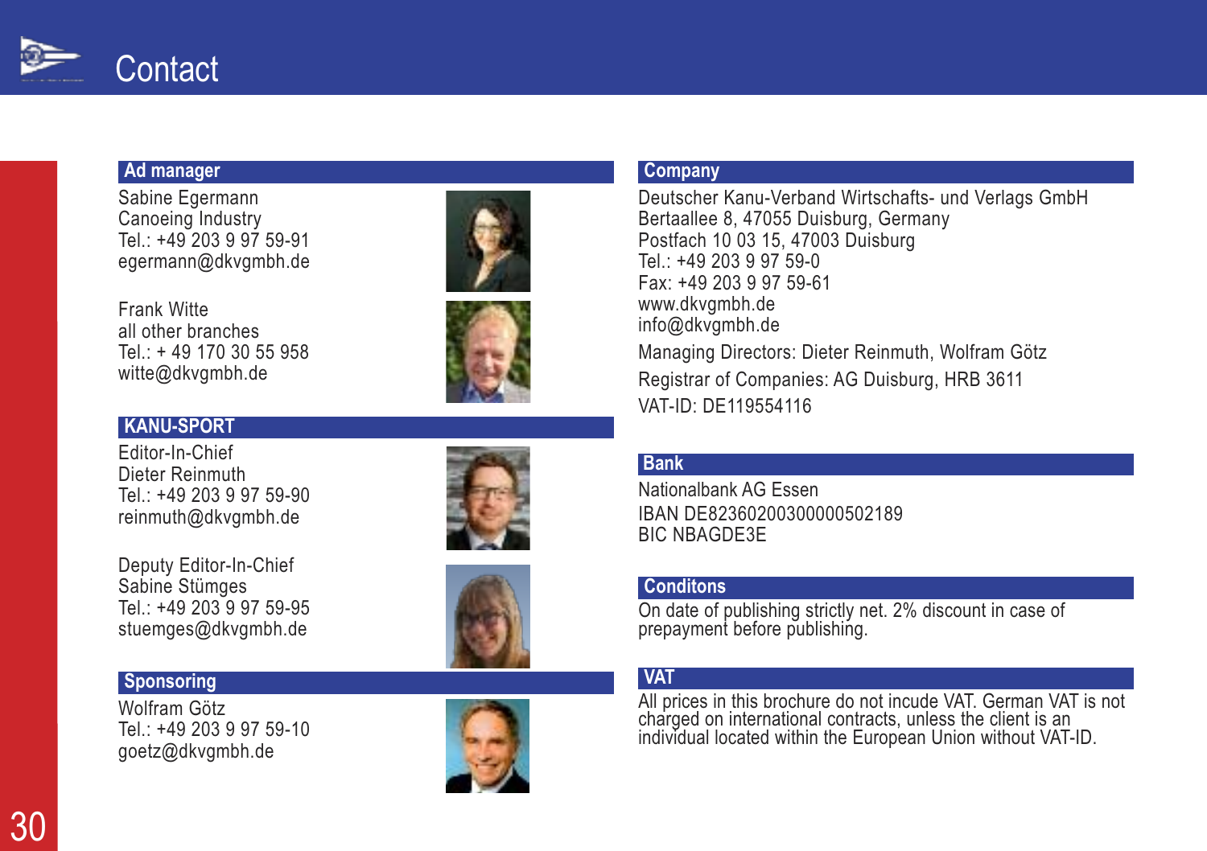# Contact

## Ad manager

Sabine Egermann
Canoeing Industry
Tel.: +49 203 9 97 59-91
egermann@dkvgmbh.de

Frank Witte
all other branches
Tel.: + 49 170 30 55 958
witte@dkvgmbh.de

## KANU-SPORT

Editor-In-Chief
Dieter Reinmuth
Tel.: +49 203 9 97 59-90
reinmuth@dkvgmbh.de

Deputy Editor-In-Chief
Sabine Stümges
Tel.: +49 203 9 97 59-95
stuemges@dkvgmbh.de

## Sponsoring

Wolfram Götz
Tel.: +49 203 9 97 59-10
goetz@dkvgmbh.de

## Company

Deutscher Kanu-Verband Wirtschafts- und Verlags GmbH
Bertaallee 8, 47055 Duisburg, Germany
Postfach 10 03 15, 47003 Duisburg
Tel.: +49 203 9 97 59-0
Fax: +49 203 9 97 59-61
www.dkvgmbh.de
info@dkvgmbh.de

Managing Directors: Dieter Reinmuth, Wolfram Götz

Registrar of Companies: AG Duisburg, HRB 3611

VAT-ID: DE119554116

## Bank

Nationalbank AG Essen

IBAN DE82360200300000502189
BIC NBAGDE3E

## Conditons

On date of publishing strictly net. 2% discount in case of prepayment before publishing.

## VAT

All prices in this brochure do not incude VAT. German VAT is not charged on international contracts, unless the client is an individual located within the European Union without VAT-ID.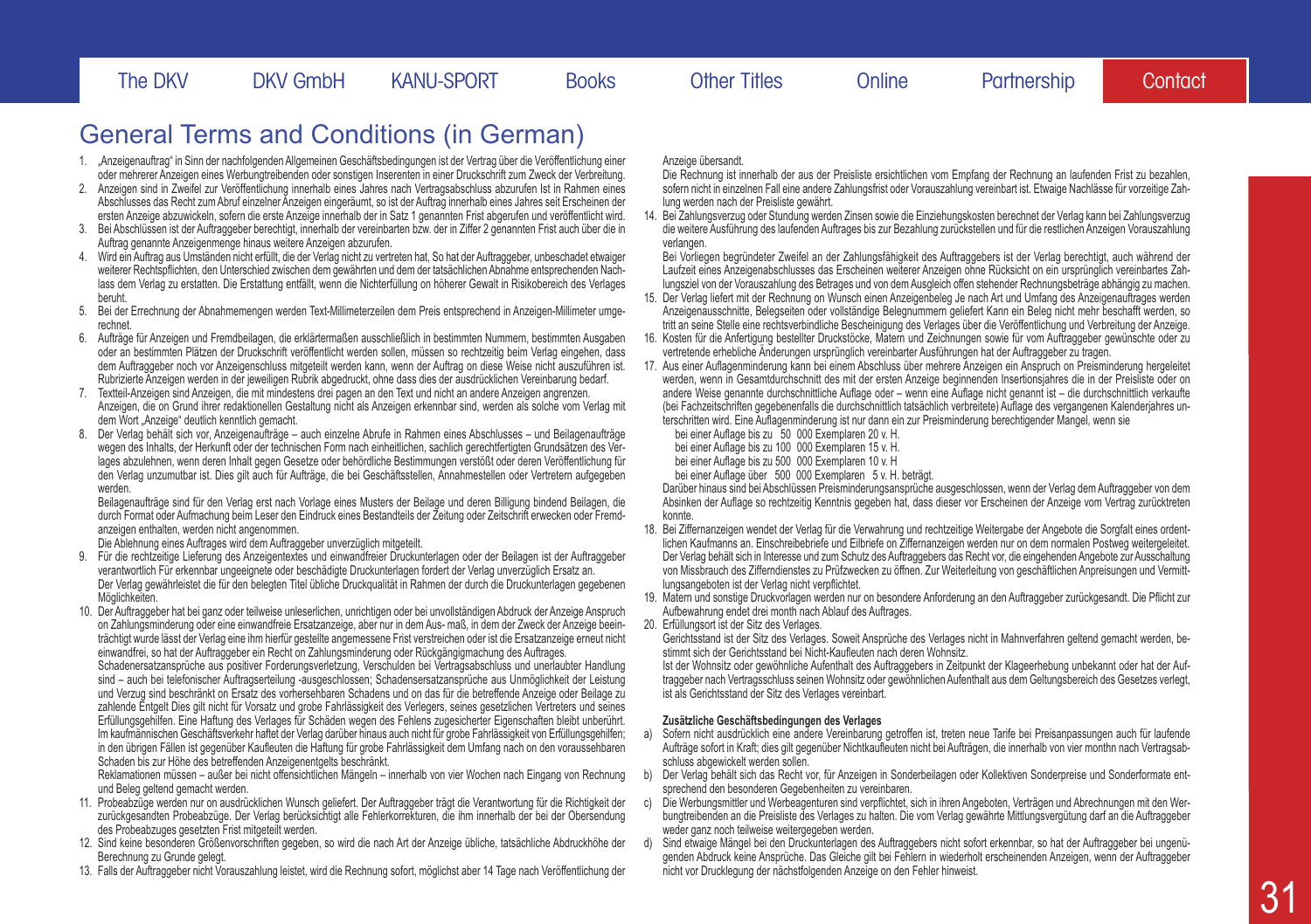# General Terms and Conditions (in German)

1. „Anzeigenauftrag" in Sinn der nachfolgenden Allgemeinen Geschäftsbedingungen ist der Vertrag über die Veröffentlichung einer oder mehrerer Anzeigen eines Werbungtreibenden oder sonstigen Inserenten in einer Druckschrift zum Zweck der Verbreitung.
2. Anzeigen sind in Zweifel zur Veröffentlichung innerhalb eines Jahres nach Vertragsabschluss abzurufen Ist in Rahmen eines Abschlusses das Recht zum Abruf einzelner Anzeigen eingeräumt, so ist der Auftrag innerhalb eines Jahres seit Erscheinen der ersten Anzeige abzuwickeln, sofern die erste Anzeige innerhalb der in Satz 1 genannten Frist abgerufen und veröffentlicht wird.
3. Bei Abschlüssen ist der Auftraggeber berechtigt, innerhalb der vereinbarten bzw. der in Ziffer 2 genannten Frist auch über die in Auftrag genannte Anzeigenmenge hinaus weitere Anzeigen abzurufen.
4. Wird ein Auftrag aus Umständen nicht erfüllt, die der Verlag nicht zu vertreten hat, So hat der Auftraggeber, unbeschadet etwaiger weiterer Rechtspflichten, den Unterschied zwischen dem gewährten und dem der tatsächlichen Abnahme entsprechenden Nachlass dem Verlag zu erstatten. Die Erstattung entfällt, wenn die Nichterfüllung on höherer Gewalt in Risikobereich des Verlages beruht.
5. Bei der Errechnung der Abnahmemengen werden Text-Millimeterzeilen dem Preis entsprechend in Anzeigen-Millimeter umgerechnet.
6. Aufträge für Anzeigen und Fremdbeilagen, die erklärtermaßen ausschließlich in bestimmten Nummern, bestimmten Ausgaben oder an bestimmten Plätzen der Druckschrift veröffentlicht werden sollen, müssen so rechtzeitig beim Verlag eingehen, dass dem Auftraggeber noch vor Anzeigenschluss mitgeteilt werden kann, wenn der Auftrag on diese Weise nicht auszuführen ist. Rubrizierte Anzeigen werden in der jeweiligen Rubrik abgedruckt, ohne dass dies der ausdrücklichen Vereinbarung bedarf.
7. Textteil-Anzeigen sind Anzeigen, die mit mindestens drei pagen an den Text und nicht an andere Anzeigen angrenzen. Anzeigen, die on Grund ihrer redaktionellen Gestaltung nicht als Anzeigen erkennbar sind, werden als solche vom Verlag mit dem Wort „Anzeige" deutlich kenntlich gemacht.
8. Der Verlag behält sich vor, Anzeigenaufträge – auch einzelne Abrufe in Rahmen eines Abschlusses – und Beilagenaufträge wegen des Inhalts, der Herkunft oder der technischen Form nach einheitlichen, sachlich gerechtfertigten Grundsätzen des Verlages abzulehnen, wenn deren Inhalt gegen Gesetze oder behördliche Bestimmungen verstößt oder deren Veröffentlichung für den Verlag unzumutbar ist. Dies gilt auch für Aufträge, die bei Geschäftsstellen, Annahmestellen oder Vertretern aufgegeben werden.

   Beilagenaufträge sind für den Verlag erst nach Vorlage eines Musters der Beilage und deren Billigung bindend Beilagen, die durch Format oder Aufmachung beim Leser den Eindruck eines Bestandteils der Zeitung oder Zeitschrift erwecken oder Fremdanzeigen enthalten, werden nicht angenommen.

   Die Ablehnung eines Auftrages wird dem Auftraggeber unverzüglich mitgeteilt.
9. Für die rechtzeitige Lieferung des Anzeigentextes und einwandfreier Druckunterlagen oder der Beilagen ist der Auftraggeber verantwortlich Für erkennbar ungeeignete oder beschädigte Druckunterlagen fordert der Verlag unverzüglich Ersatz an. Der Verlag gewährleistet die für den belegten Titel übliche Druckqualität in Rahmen der durch die Druckunterlagen gegebenen Möglichkeiten.
10. Der Auftraggeber hat bei ganz oder teilweise unleserlichen, unrichtigen oder bei unvollständigen Abdruck der Anzeige Anspruch on Zahlungsminderung oder eine einwandfreie Ersatzanzeige, aber nur in dem Aus- maß, in dem der Zweck der Anzeige beeinträchtigt wurde lässt der Verlag eine ihm hierfür gestellte angemessene Frist verstreichen oder ist die Ersatzanzeige erneut nicht einwandfrei, so hat der Auftraggeber ein Recht on Zahlungsminderung oder Rückgängigmachung des Auftrages.

    Schadenersatzansprüche aus positiver Forderungsverletzung, Verschulden bei Vertragsabschluss und unerlaubter Handlung sind – auch bei telefonischer Auftragserteilung -ausgeschlossen; Schadensersatzansprüche aus Unmöglichkeit der Leistung und Verzug sind beschränkt on Ersatz des vorhersehbaren Schadens und on das für die betreffende Anzeige oder Beilage zu zahlende Entgelt Dies gilt nicht für Vorsatz und grobe Fahrlässigkeit des Verlegers, seines gesetzlichen Vertreters und seines Erfüllungsgehilfen. Eine Haftung des Verlages für Schäden wegen des Fehlens zugesicherter Eigenschaften bleibt unberührt. Im kaufmännischen Geschäftsverkehr haftet der Verlag darüber hinaus auch nicht für grobe Fahrlässigkeit von Erfüllungsgehilfen; in den übrigen Fällen ist gegenüber Kaufleuten die Haftung für grobe Fahrlässigkeit dem Umfang nach on den voraussehbaren Schaden bis zur Höhe des betreffenden Anzeigenentgelts beschränkt.

    Reklamationen müssen – außer bei nicht offensichtlichen Mängeln – innerhalb von vier Wochen nach Eingang von Rechnung und Beleg geltend gemacht werden.
11. Probeabzüge werden nur on ausdrücklichen Wunsch geliefert. Der Auftraggeber trägt die Verantwortung für die Richtigkeit der zurückgesandten Probeabzüge. Der Verlag berücksichtigt alle Fehlerkorrekturen, die ihm innerhalb der bei der Obersendung des Probeabzuges gesetzten Frist mitgeteilt werden.
12. Sind keine besonderen Größenvorschriften gegeben, so wird die nach Art der Anzeige übliche, tatsächliche Abdruckhöhe der Berechnung zu Grunde gelegt.
13. Falls der Auftraggeber nicht Vorauszahlung leistet, wird die Rechnung sofort, möglichst aber 14 Tage nach Veröffentlichung der Anzeige übersandt.

    Die Rechnung ist innerhalb der aus der Preisliste ersichtlichen vom Empfang der Rechnung an laufenden Frist zu bezahlen, sofern nicht in einzelnen Fall eine andere Zahlungsfrist oder Vorauszahlung vereinbart ist. Etwaige Nachlässe für vorzeitige Zahlung werden nach der Preisliste gewährt.
14. Bei Zahlungsverzug oder Stundung werden Zinsen sowie die Einziehungskosten berechnet der Verlag kann bei Zahlungsverzug die weitere Ausführung des laufenden Auftrages bis zur Bezahlung zurückstellen und für die restlichen Anzeigen Vorauszahlung verlangen.

    Bei Vorliegen begründeter Zweifel an der Zahlungsfähigkeit des Auftraggebers ist der Verlag berechtigt, auch während der Laufzeit eines Anzeigenabschlusses das Erscheinen weiterer Anzeigen ohne Rücksicht on ein ursprünglich vereinbartes Zahlungsziel von der Vorauszahlung des Betrages und von dem Ausgleich offen stehender Rechnungsbeträge abhängig zu machen.
15. Der Verlag liefert mit der Rechnung on Wunsch einen Anzeigenbeleg Je nach Art und Umfang des Anzeigenauftrages werden Anzeigenausschnitte, Belegseiten oder vollständige Belegnummern geliefert Kann ein Beleg nicht mehr beschafft werden, so tritt an seine Stelle eine rechtsverbindliche Bescheinigung des Verlages über die Veröffentlichung und Verbreitung der Anzeige.
16. Kosten für die Anfertigung bestellter Druckstöcke, Matern und Zeichnungen sowie für vom Auftraggeber gewünschte oder zu vertretende erhebliche Änderungen ursprünglich vereinbarter Ausführungen hat der Auftraggeber zu tragen.
17. Aus einer Auflagenminderung kann bei einem Abschluss über mehrere Anzeigen ein Anspruch on Preisminderung hergeleitet werden, wenn in Gesamtdurchschnitt des mit der ersten Anzeige beginnenden Insertionsjahres die in der Preisliste oder on andere Weise genannte durchschnittliche Auflage oder – wenn eine Auflage nicht genannt ist – die durchschnittlich verkaufte (bei Fachzeitschriften gegebenenfalls die durchschnittlich tatsächlich verbreitete) Auflage des vergangenen Kalenderjahres unterschritten wird. Eine Auflagenminderung ist nur dann ein zur Preisminderung berechtigender Mangel, wenn sie

    bei einer Auflage bis zu 50 000 Exemplaren 20 v. H.
    bei einer Auflage bis zu 100 000 Exemplaren 15 v. H.
    bei einer Auflage bis zu 500 000 Exemplaren 10 v. H
    bei einer Auflage über 500 000 Exemplaren 5 v. H. beträgt.

    Darüber hinaus sind bei Abschlüssen Preisminderungsansprüche ausgeschlossen, wenn der Verlag dem Auftraggeber von dem Absinken der Auflage so rechtzeitig Kenntnis gegeben hat, dass dieser vor Erscheinen der Anzeige vom Vertrag zurücktreten konnte.
18. Bei Ziffernanzeigen wendet der Verlag für die Verwahrung und rechtzeitige Weitergabe der Angebote die Sorgfalt eines ordentlichen Kaufmanns an. Einschreibebriefe und Eilbriefe on Ziffernanzeigen werden nur on dem normalen Postweg weitergeleitet. Der Verlag behält sich in Interesse und zum Schutz des Auftraggebers das Recht vor, die eingehenden Angebote zur Ausschaltung von Missbrauch des Ziffernd­ienstes zu Prüfzwecken zu öffnen. Zur Weiterleitung von geschäftlichen Anpreisungen und Vermittlungsangeboten ist der Verlag nicht verpflichtet.
19. Matern und sonstige Druckvorlagen werden nur on besondere Anforderung an den Auftraggeber zurückgesandt. Die Pflicht zur Aufbewahrung endet drei month nach Ablauf des Auftrages.
20. Erfüllungsort ist der Sitz des Verlages.

    Gerichtsstand ist der Sitz des Verlages. Soweit Ansprüche des Verlages nicht in Mahnverfahren geltend gemacht werden, bestimmt sich der Gerichtsstand bei Nicht-Kaufleuten nach deren Wohnsitz.

    Ist der Wohnsitz oder gewöhnliche Aufenthalt des Auftraggebers in Zeitpunkt der Klageerhebung unbekannt oder hat der Auftraggeber nach Vertragsschluss seinen Wohnsitz oder gewöhnlichen Aufenthalt aus dem Geltungsbereich des Gesetzes verlegt, ist als Gerichtsstand der Sitz des Verlages vereinbart.

**Zusätzliche Geschäftsbedingungen des Verlages**

a) Sofern nicht ausdrücklich eine andere Vereinbarung getroffen ist, treten neue Tarife bei Preisanpassungen auch für laufende Aufträge sofort in Kraft; dies gilt gegenüber Nichtkaufleuten nicht bei Aufträgen, die innerhalb von vier monthn nach Vertragsabschluss abgewickelt werden sollen.
b) Der Verlag behält sich das Recht vor, für Anzeigen in Sonderbeilagen oder Kollektiven Sonderpreise und Sonderformate entsprechend den besonderen Gegebenheiten zu vereinbaren.
c) Die Werbungsmittler und Werbeagenturen sind verpflichtet, sich in ihren Angeboten, Verträgen und Abrechnungen mit den Werbungtreibenden an die Preisliste des Verlages zu halten. Die vom Verlag gewährte Mittlungsvergütung darf an die Auftraggeber weder ganz noch teilweise weitergegeben werden.
d) Sind etwaige Mängel bei den Druckunterlagen des Auftraggebers nicht sofort erkennbar, so hat der Auftraggeber bei ungenügenden Abdruck keine Ansprüche. Das Gleiche gilt bei Fehlern in wiederholt erscheinenden Anzeigen, wenn der Auftraggeber nicht vor Drucklegung der nächstfolgenden Anzeige on den Fehler hinweist.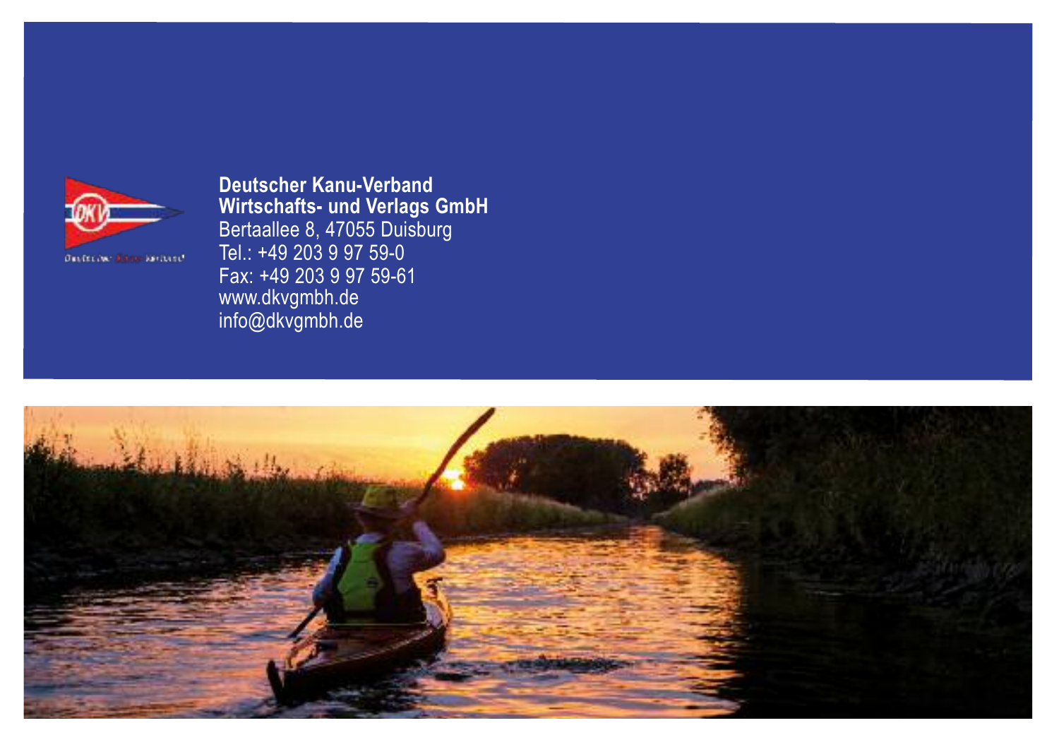**Deutscher Kanu-Verband**
**Wirtschafts- und Verlags GmbH**
Bertaallee 8, 47055 Duisburg
Tel.: +49 203 9 97 59-0
Fax: +49 203 9 97 59-61
www.dkvgmbh.de
info@dkvgmbh.de